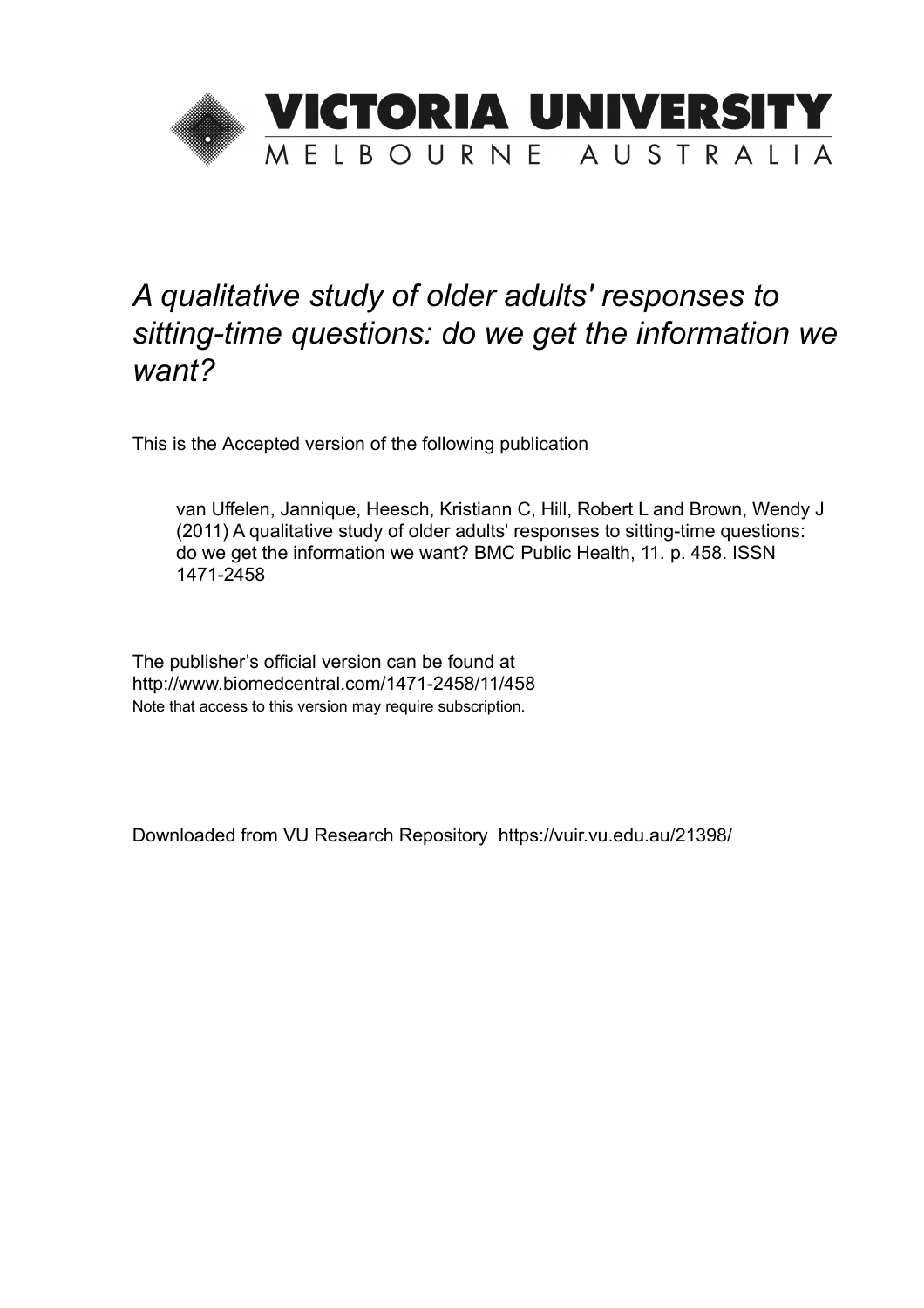# VICTORIA UNIVERSITY

MELBOURNE AUSTRALIA

*A qualitative study of older adults' responses to sitting-time questions: do we get the information we want?*

This is the Accepted version of the following publication

van Uffelen, Jannique, Heesch, Kristiann C, Hill, Robert L and Brown, Wendy J (2011) A qualitative study of older adults' responses to sitting-time questions: do we get the information we want? BMC Public Health, 11. p. 458. ISSN 1471-2458

The publisher's official version can be found at
http://www.biomedcentral.com/1471-2458/11/458
Note that access to this version may require subscription.

Downloaded from VU Research Repository https://vuir.vu.edu.au/21398/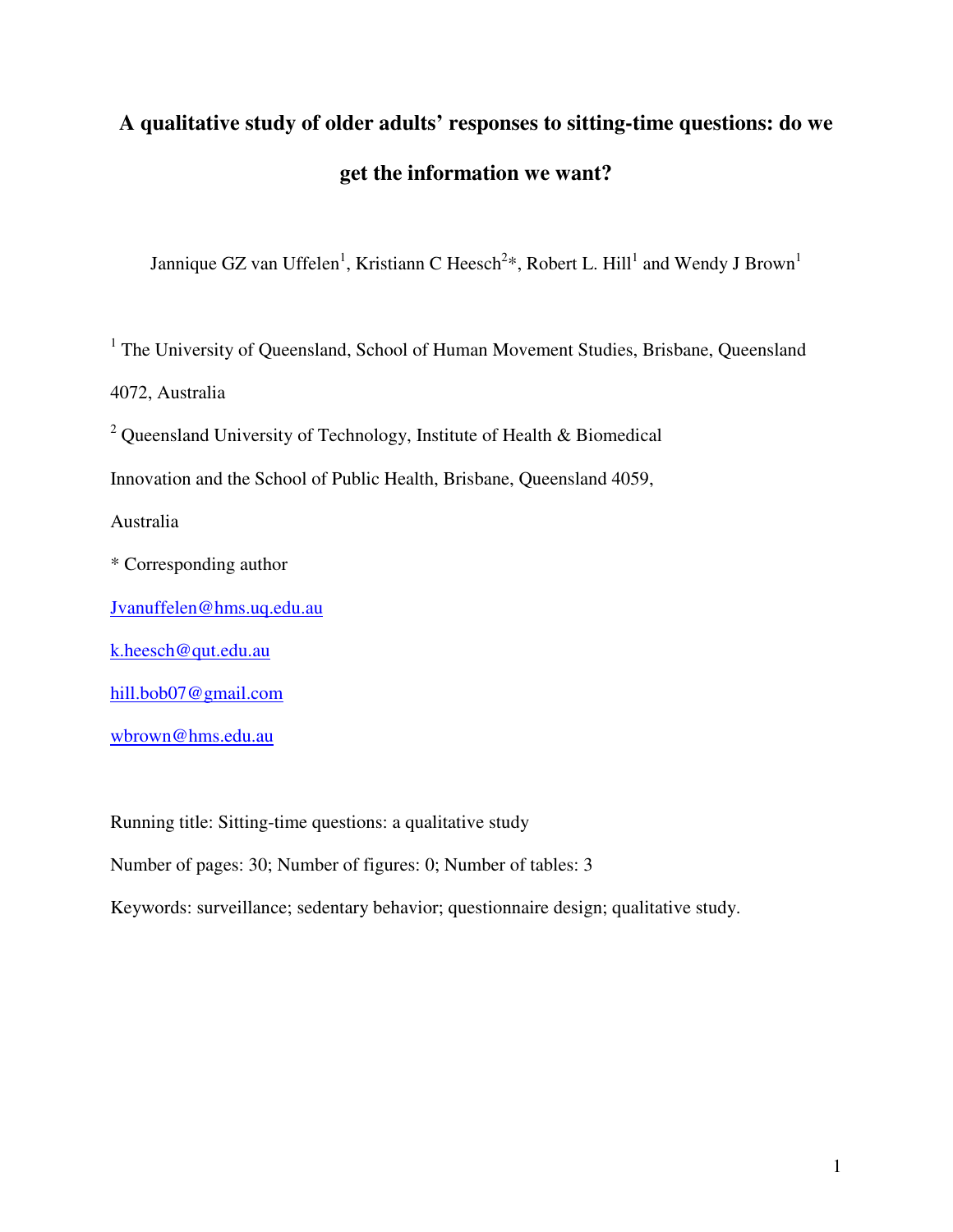# A qualitative study of older adults' responses to sitting-time questions: do we get the information we want?

Jannique GZ van Uffelen[1], Kristiann C Heesch[2]*, Robert L. Hill[1] and Wendy J Brown[1]

[1] The University of Queensland, School of Human Movement Studies, Brisbane, Queensland 4072, Australia

[2] Queensland University of Technology, Institute of Health & Biomedical Innovation and the School of Public Health, Brisbane, Queensland 4059, Australia

* Corresponding author

Jvanuffelen@hms.uq.edu.au

k.heesch@qut.edu.au

hill.bob07@gmail.com

wbrown@hms.edu.au

Running title: Sitting-time questions: a qualitative study

Number of pages: 30; Number of figures: 0; Number of tables: 3

Keywords: surveillance; sedentary behavior; questionnaire design; qualitative study.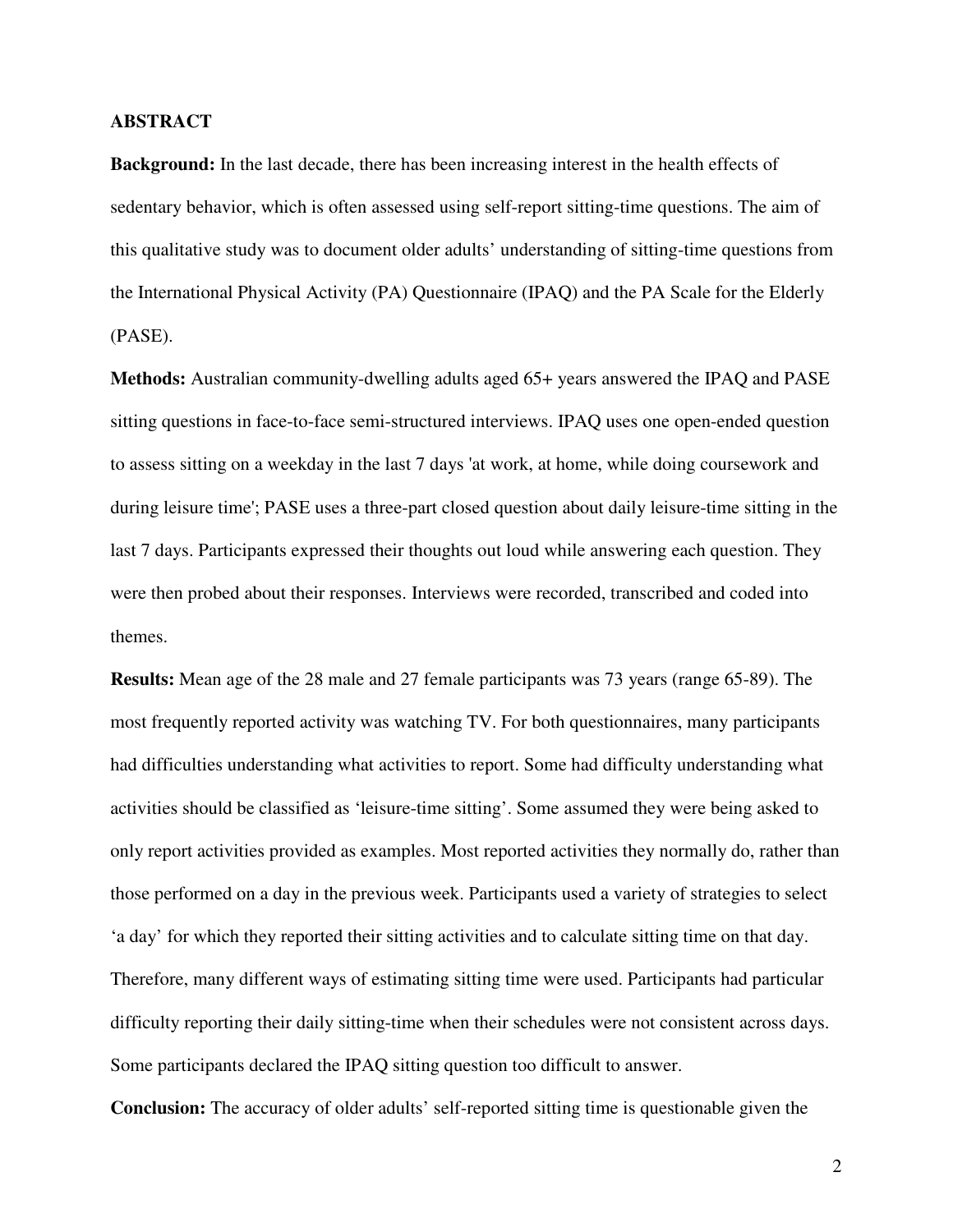## ABSTRACT

**Background:** In the last decade, there has been increasing interest in the health effects of sedentary behavior, which is often assessed using self-report sitting-time questions. The aim of this qualitative study was to document older adults' understanding of sitting-time questions from the International Physical Activity (PA) Questionnaire (IPAQ) and the PA Scale for the Elderly (PASE).

**Methods:** Australian community-dwelling adults aged 65+ years answered the IPAQ and PASE sitting questions in face-to-face semi-structured interviews. IPAQ uses one open-ended question to assess sitting on a weekday in the last 7 days 'at work, at home, while doing coursework and during leisure time'; PASE uses a three-part closed question about daily leisure-time sitting in the last 7 days. Participants expressed their thoughts out loud while answering each question. They were then probed about their responses. Interviews were recorded, transcribed and coded into themes.

**Results:** Mean age of the 28 male and 27 female participants was 73 years (range 65-89). The most frequently reported activity was watching TV. For both questionnaires, many participants had difficulties understanding what activities to report. Some had difficulty understanding what activities should be classified as 'leisure-time sitting'. Some assumed they were being asked to only report activities provided as examples. Most reported activities they normally do, rather than those performed on a day in the previous week. Participants used a variety of strategies to select 'a day' for which they reported their sitting activities and to calculate sitting time on that day. Therefore, many different ways of estimating sitting time were used. Participants had particular difficulty reporting their daily sitting-time when their schedules were not consistent across days. Some participants declared the IPAQ sitting question too difficult to answer.

**Conclusion:** The accuracy of older adults' self-reported sitting time is questionable given the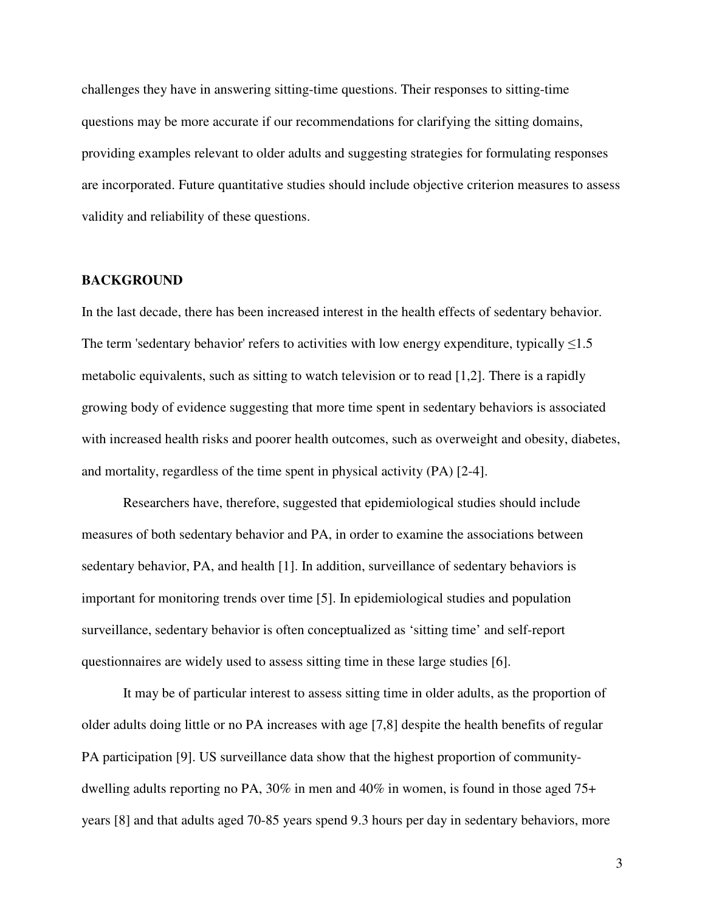challenges they have in answering sitting-time questions. Their responses to sitting-time questions may be more accurate if our recommendations for clarifying the sitting domains, providing examples relevant to older adults and suggesting strategies for formulating responses are incorporated. Future quantitative studies should include objective criterion measures to assess validity and reliability of these questions.

## BACKGROUND

In the last decade, there has been increased interest in the health effects of sedentary behavior. The term 'sedentary behavior' refers to activities with low energy expenditure, typically $\leq$1.5 metabolic equivalents, such as sitting to watch television or to read [1,2]. There is a rapidly growing body of evidence suggesting that more time spent in sedentary behaviors is associated with increased health risks and poorer health outcomes, such as overweight and obesity, diabetes, and mortality, regardless of the time spent in physical activity (PA) [2-4].

Researchers have, therefore, suggested that epidemiological studies should include measures of both sedentary behavior and PA, in order to examine the associations between sedentary behavior, PA, and health [1]. In addition, surveillance of sedentary behaviors is important for monitoring trends over time [5]. In epidemiological studies and population surveillance, sedentary behavior is often conceptualized as 'sitting time' and self-report questionnaires are widely used to assess sitting time in these large studies [6].

It may be of particular interest to assess sitting time in older adults, as the proportion of older adults doing little or no PA increases with age [7,8] despite the health benefits of regular PA participation [9]. US surveillance data show that the highest proportion of community-dwelling adults reporting no PA, 30% in men and 40% in women, is found in those aged 75+ years [8] and that adults aged 70-85 years spend 9.3 hours per day in sedentary behaviors, more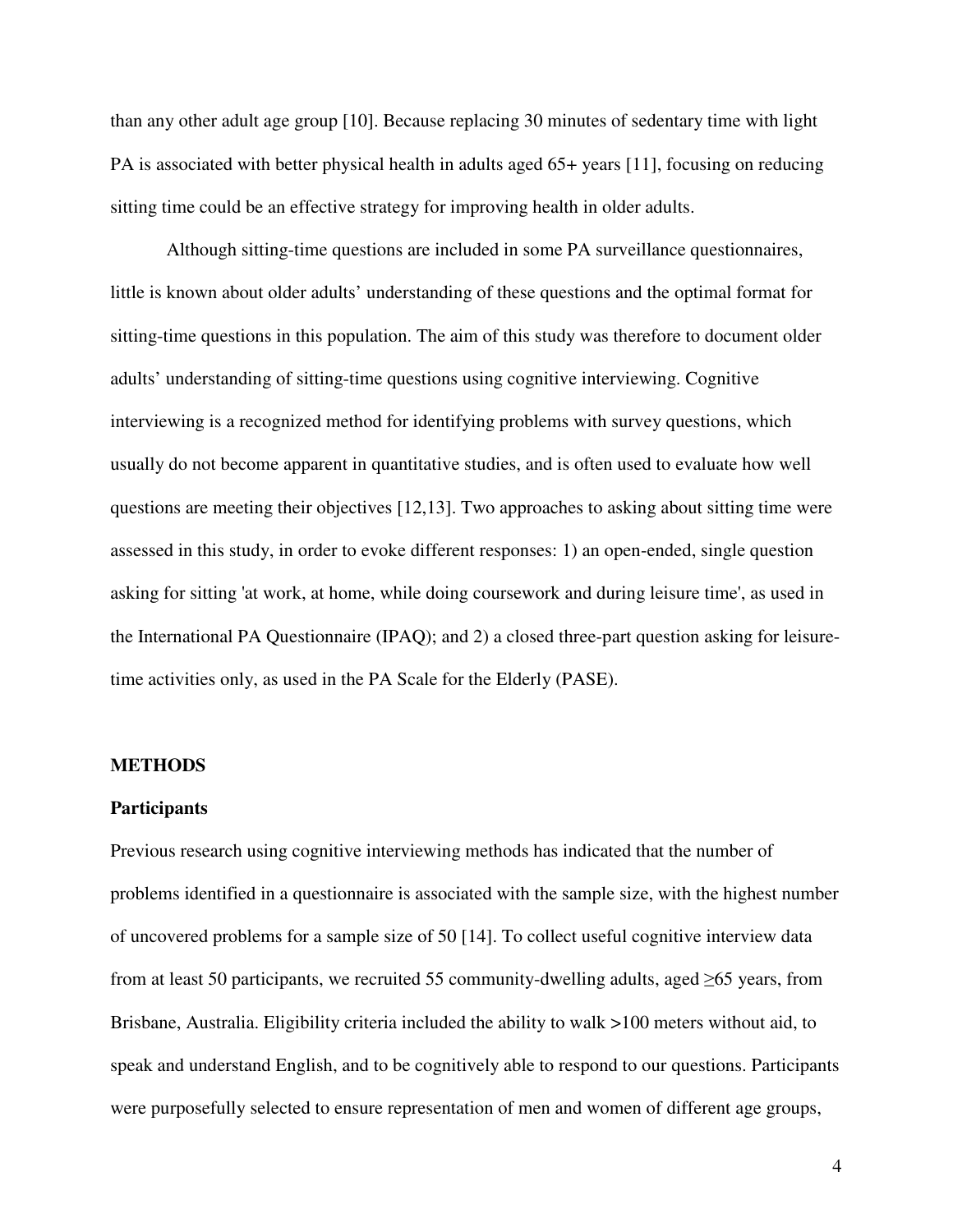than any other adult age group [10]. Because replacing 30 minutes of sedentary time with light PA is associated with better physical health in adults aged 65+ years [11], focusing on reducing sitting time could be an effective strategy for improving health in older adults.

Although sitting-time questions are included in some PA surveillance questionnaires, little is known about older adults' understanding of these questions and the optimal format for sitting-time questions in this population. The aim of this study was therefore to document older adults' understanding of sitting-time questions using cognitive interviewing. Cognitive interviewing is a recognized method for identifying problems with survey questions, which usually do not become apparent in quantitative studies, and is often used to evaluate how well questions are meeting their objectives [12,13]. Two approaches to asking about sitting time were assessed in this study, in order to evoke different responses: 1) an open-ended, single question asking for sitting 'at work, at home, while doing coursework and during leisure time', as used in the International PA Questionnaire (IPAQ); and 2) a closed three-part question asking for leisure-time activities only, as used in the PA Scale for the Elderly (PASE).

## METHODS

### Participants

Previous research using cognitive interviewing methods has indicated that the number of problems identified in a questionnaire is associated with the sample size, with the highest number of uncovered problems for a sample size of 50 [14]. To collect useful cognitive interview data from at least 50 participants, we recruited 55 community-dwelling adults, aged ≥65 years, from Brisbane, Australia. Eligibility criteria included the ability to walk >100 meters without aid, to speak and understand English, and to be cognitively able to respond to our questions. Participants were purposefully selected to ensure representation of men and women of different age groups,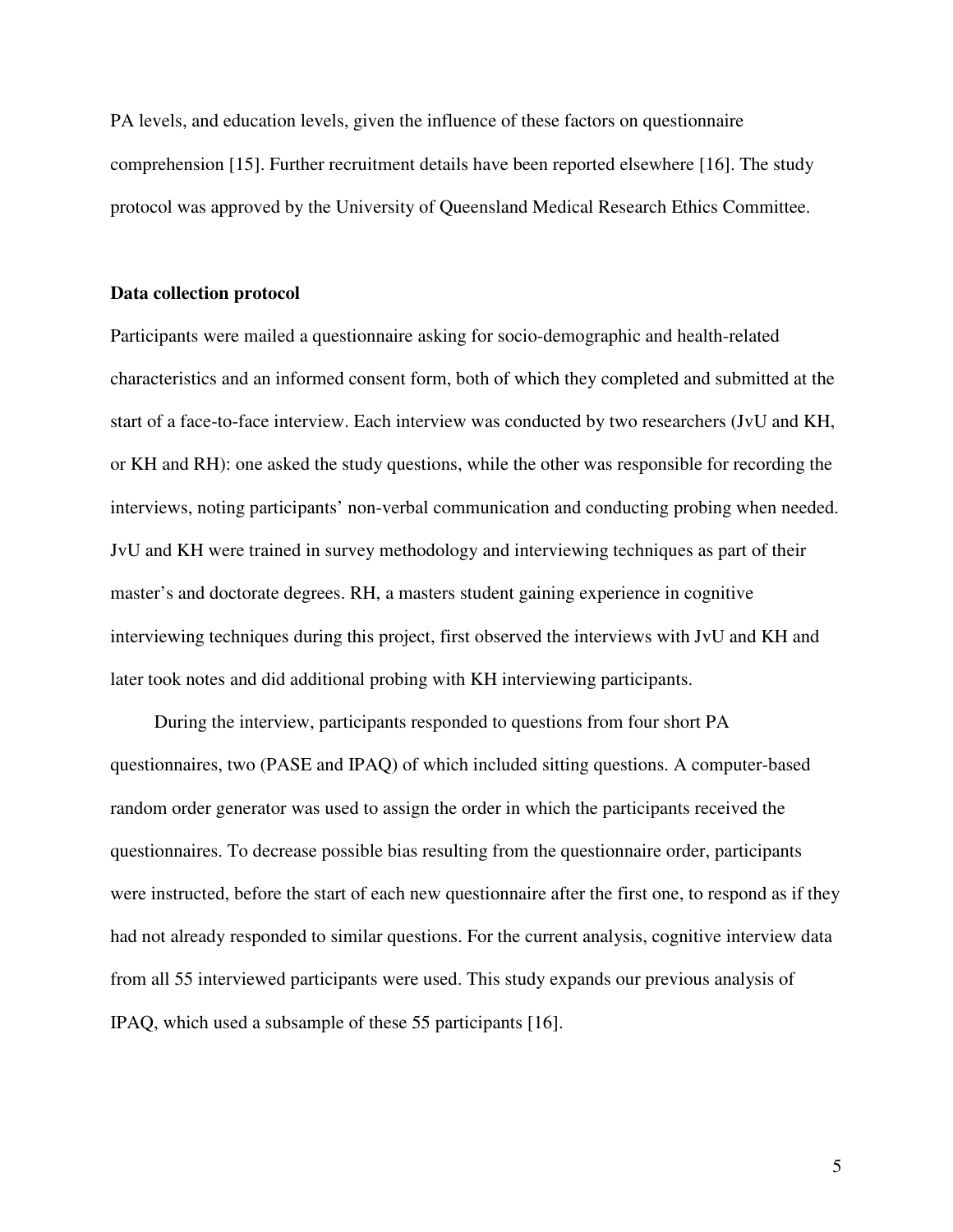PA levels, and education levels, given the influence of these factors on questionnaire comprehension [15]. Further recruitment details have been reported elsewhere [16]. The study protocol was approved by the University of Queensland Medical Research Ethics Committee.

**Data collection protocol**

Participants were mailed a questionnaire asking for socio-demographic and health-related characteristics and an informed consent form, both of which they completed and submitted at the start of a face-to-face interview. Each interview was conducted by two researchers (JvU and KH, or KH and RH): one asked the study questions, while the other was responsible for recording the interviews, noting participants' non-verbal communication and conducting probing when needed. JvU and KH were trained in survey methodology and interviewing techniques as part of their master's and doctorate degrees. RH, a masters student gaining experience in cognitive interviewing techniques during this project, first observed the interviews with JvU and KH and later took notes and did additional probing with KH interviewing participants.

During the interview, participants responded to questions from four short PA questionnaires, two (PASE and IPAQ) of which included sitting questions. A computer-based random order generator was used to assign the order in which the participants received the questionnaires. To decrease possible bias resulting from the questionnaire order, participants were instructed, before the start of each new questionnaire after the first one, to respond as if they had not already responded to similar questions. For the current analysis, cognitive interview data from all 55 interviewed participants were used. This study expands our previous analysis of IPAQ, which used a subsample of these 55 participants [16].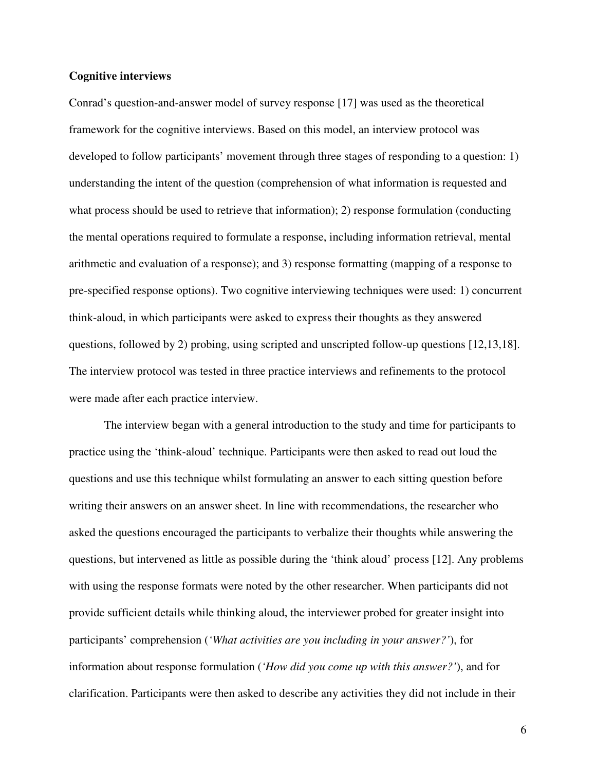**Cognitive interviews**

Conrad's question-and-answer model of survey response [17] was used as the theoretical framework for the cognitive interviews. Based on this model, an interview protocol was developed to follow participants' movement through three stages of responding to a question: 1) understanding the intent of the question (comprehension of what information is requested and what process should be used to retrieve that information); 2) response formulation (conducting the mental operations required to formulate a response, including information retrieval, mental arithmetic and evaluation of a response); and 3) response formatting (mapping of a response to pre-specified response options). Two cognitive interviewing techniques were used: 1) concurrent think-aloud, in which participants were asked to express their thoughts as they answered questions, followed by 2) probing, using scripted and unscripted follow-up questions [12,13,18]. The interview protocol was tested in three practice interviews and refinements to the protocol were made after each practice interview.

The interview began with a general introduction to the study and time for participants to practice using the 'think-aloud' technique. Participants were then asked to read out loud the questions and use this technique whilst formulating an answer to each sitting question before writing their answers on an answer sheet. In line with recommendations, the researcher who asked the questions encouraged the participants to verbalize their thoughts while answering the questions, but intervened as little as possible during the 'think aloud' process [12]. Any problems with using the response formats were noted by the other researcher. When participants did not provide sufficient details while thinking aloud, the interviewer probed for greater insight into participants' comprehension (*'What activities are you including in your answer?'*), for information about response formulation (*'How did you come up with this answer?'*), and for clarification. Participants were then asked to describe any activities they did not include in their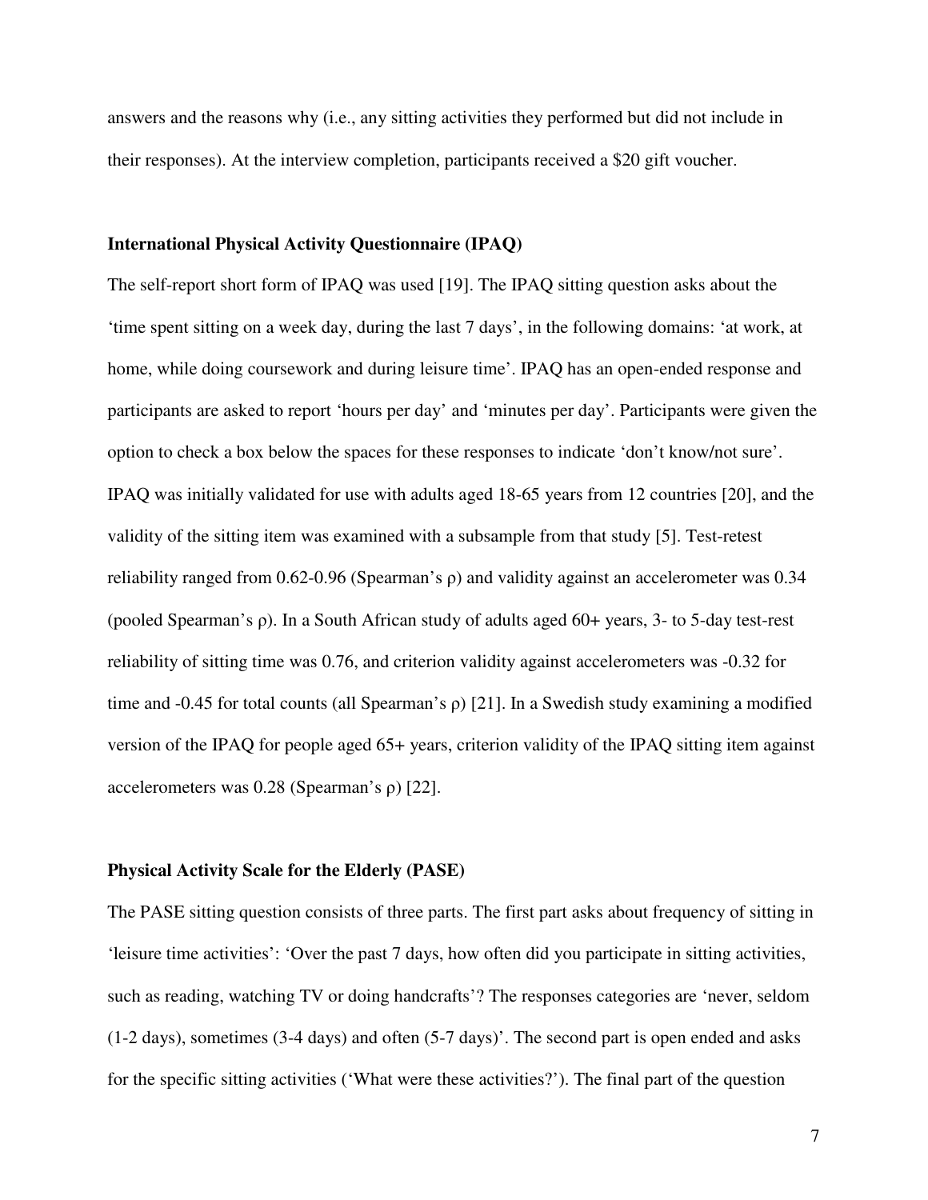answers and the reasons why (i.e., any sitting activities they performed but did not include in their responses). At the interview completion, participants received a $20 gift voucher.

**International Physical Activity Questionnaire (IPAQ)**

The self-report short form of IPAQ was used [19]. The IPAQ sitting question asks about the 'time spent sitting on a week day, during the last 7 days', in the following domains: 'at work, at home, while doing coursework and during leisure time'. IPAQ has an open-ended response and participants are asked to report 'hours per day' and 'minutes per day'. Participants were given the option to check a box below the spaces for these responses to indicate 'don't know/not sure'. IPAQ was initially validated for use with adults aged 18-65 years from 12 countries [20], and the validity of the sitting item was examined with a subsample from that study [5]. Test-retest reliability ranged from 0.62-0.96 (Spearman's ρ) and validity against an accelerometer was 0.34 (pooled Spearman's ρ). In a South African study of adults aged 60+ years, 3- to 5-day test-rest reliability of sitting time was 0.76, and criterion validity against accelerometers was -0.32 for time and -0.45 for total counts (all Spearman's ρ) [21]. In a Swedish study examining a modified version of the IPAQ for people aged 65+ years, criterion validity of the IPAQ sitting item against accelerometers was 0.28 (Spearman's ρ) [22].

**Physical Activity Scale for the Elderly (PASE)**

The PASE sitting question consists of three parts. The first part asks about frequency of sitting in 'leisure time activities': 'Over the past 7 days, how often did you participate in sitting activities, such as reading, watching TV or doing handcrafts'? The responses categories are 'never, seldom (1-2 days), sometimes (3-4 days) and often (5-7 days)'. The second part is open ended and asks for the specific sitting activities ('What were these activities?'). The final part of the question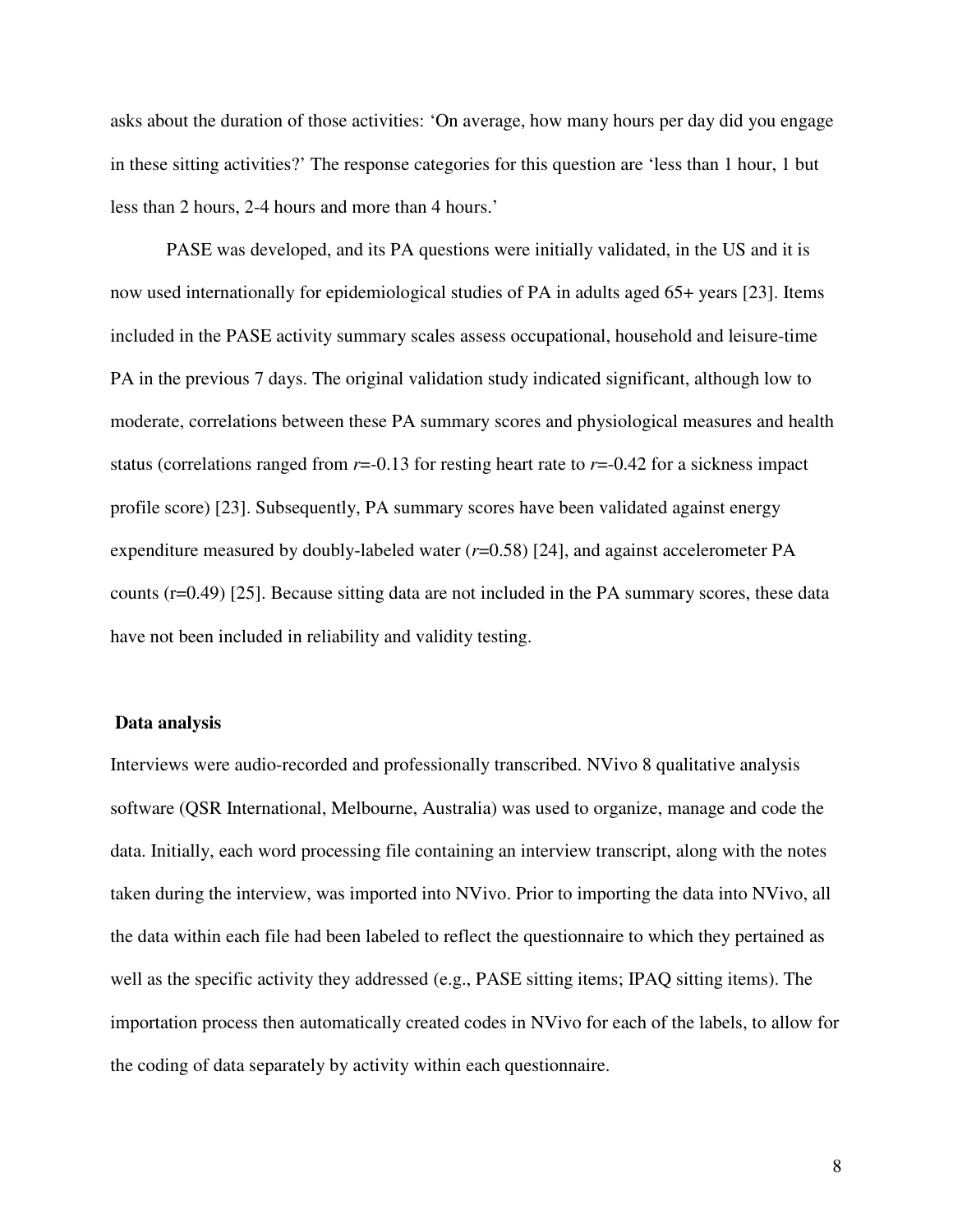asks about the duration of those activities: 'On average, how many hours per day did you engage in these sitting activities?' The response categories for this question are 'less than 1 hour, 1 but less than 2 hours, 2-4 hours and more than 4 hours.'

PASE was developed, and its PA questions were initially validated, in the US and it is now used internationally for epidemiological studies of PA in adults aged 65+ years [23]. Items included in the PASE activity summary scales assess occupational, household and leisure-time PA in the previous 7 days. The original validation study indicated significant, although low to moderate, correlations between these PA summary scores and physiological measures and health status (correlations ranged from $r$=-0.13 for resting heart rate to $r$=-0.42 for a sickness impact profile score) [23]. Subsequently, PA summary scores have been validated against energy expenditure measured by doubly-labeled water ($r$=0.58) [24], and against accelerometer PA counts (r=0.49) [25]. Because sitting data are not included in the PA summary scores, these data have not been included in reliability and validity testing.

### Data analysis

Interviews were audio-recorded and professionally transcribed. NVivo 8 qualitative analysis software (QSR International, Melbourne, Australia) was used to organize, manage and code the data. Initially, each word processing file containing an interview transcript, along with the notes taken during the interview, was imported into NVivo. Prior to importing the data into NVivo, all the data within each file had been labeled to reflect the questionnaire to which they pertained as well as the specific activity they addressed (e.g., PASE sitting items; IPAQ sitting items). The importation process then automatically created codes in NVivo for each of the labels, to allow for the coding of data separately by activity within each questionnaire.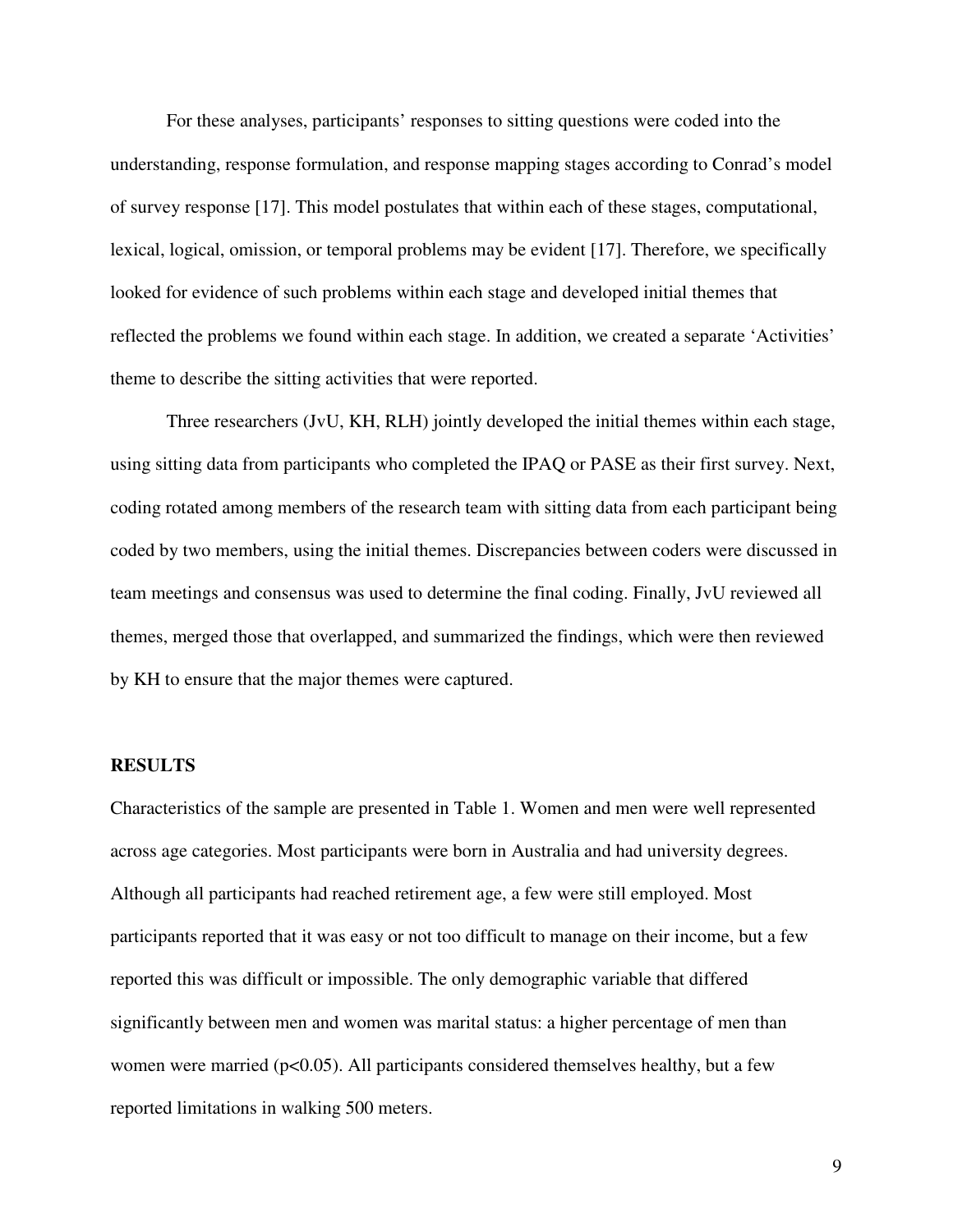For these analyses, participants' responses to sitting questions were coded into the understanding, response formulation, and response mapping stages according to Conrad's model of survey response [17]. This model postulates that within each of these stages, computational, lexical, logical, omission, or temporal problems may be evident [17]. Therefore, we specifically looked for evidence of such problems within each stage and developed initial themes that reflected the problems we found within each stage. In addition, we created a separate 'Activities' theme to describe the sitting activities that were reported.

Three researchers (JvU, KH, RLH) jointly developed the initial themes within each stage, using sitting data from participants who completed the IPAQ or PASE as their first survey. Next, coding rotated among members of the research team with sitting data from each participant being coded by two members, using the initial themes. Discrepancies between coders were discussed in team meetings and consensus was used to determine the final coding. Finally, JvU reviewed all themes, merged those that overlapped, and summarized the findings, which were then reviewed by KH to ensure that the major themes were captured.

## RESULTS

Characteristics of the sample are presented in Table 1. Women and men were well represented across age categories. Most participants were born in Australia and had university degrees. Although all participants had reached retirement age, a few were still employed. Most participants reported that it was easy or not too difficult to manage on their income, but a few reported this was difficult or impossible. The only demographic variable that differed significantly between men and women was marital status: a higher percentage of men than women were married ($p<0.05$). All participants considered themselves healthy, but a few reported limitations in walking 500 meters.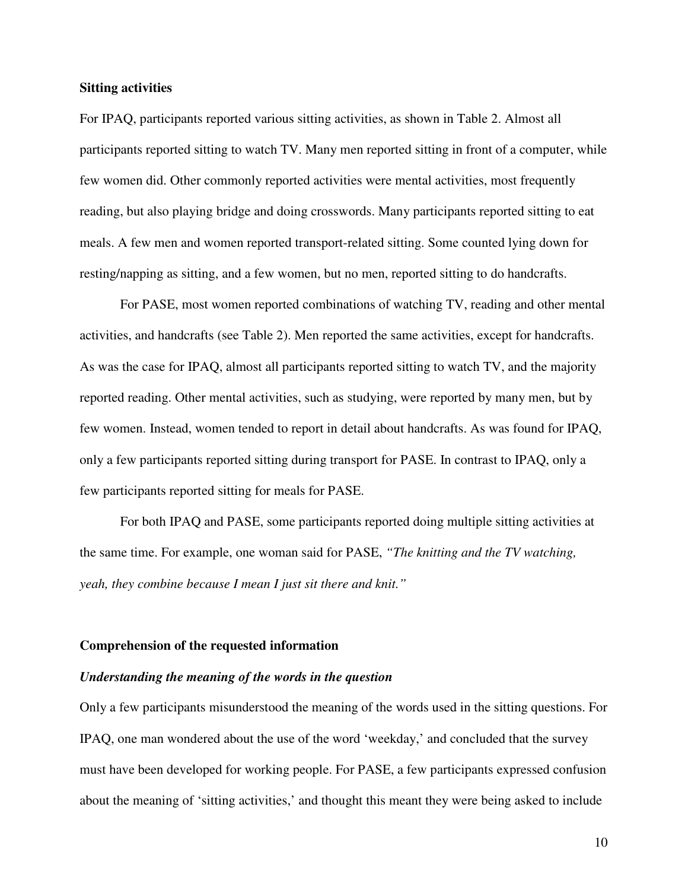**Sitting activities**

For IPAQ, participants reported various sitting activities, as shown in Table 2. Almost all participants reported sitting to watch TV. Many men reported sitting in front of a computer, while few women did. Other commonly reported activities were mental activities, most frequently reading, but also playing bridge and doing crosswords. Many participants reported sitting to eat meals. A few men and women reported transport-related sitting. Some counted lying down for resting/napping as sitting, and a few women, but no men, reported sitting to do handcrafts.

For PASE, most women reported combinations of watching TV, reading and other mental activities, and handcrafts (see Table 2). Men reported the same activities, except for handcrafts. As was the case for IPAQ, almost all participants reported sitting to watch TV, and the majority reported reading. Other mental activities, such as studying, were reported by many men, but by few women. Instead, women tended to report in detail about handcrafts. As was found for IPAQ, only a few participants reported sitting during transport for PASE. In contrast to IPAQ, only a few participants reported sitting for meals for PASE.

For both IPAQ and PASE, some participants reported doing multiple sitting activities at the same time. For example, one woman said for PASE, *"The knitting and the TV watching, yeah, they combine because I mean I just sit there and knit."*

**Comprehension of the requested information**

***Understanding the meaning of the words in the question***

Only a few participants misunderstood the meaning of the words used in the sitting questions. For IPAQ, one man wondered about the use of the word 'weekday,' and concluded that the survey must have been developed for working people. For PASE, a few participants expressed confusion about the meaning of 'sitting activities,' and thought this meant they were being asked to include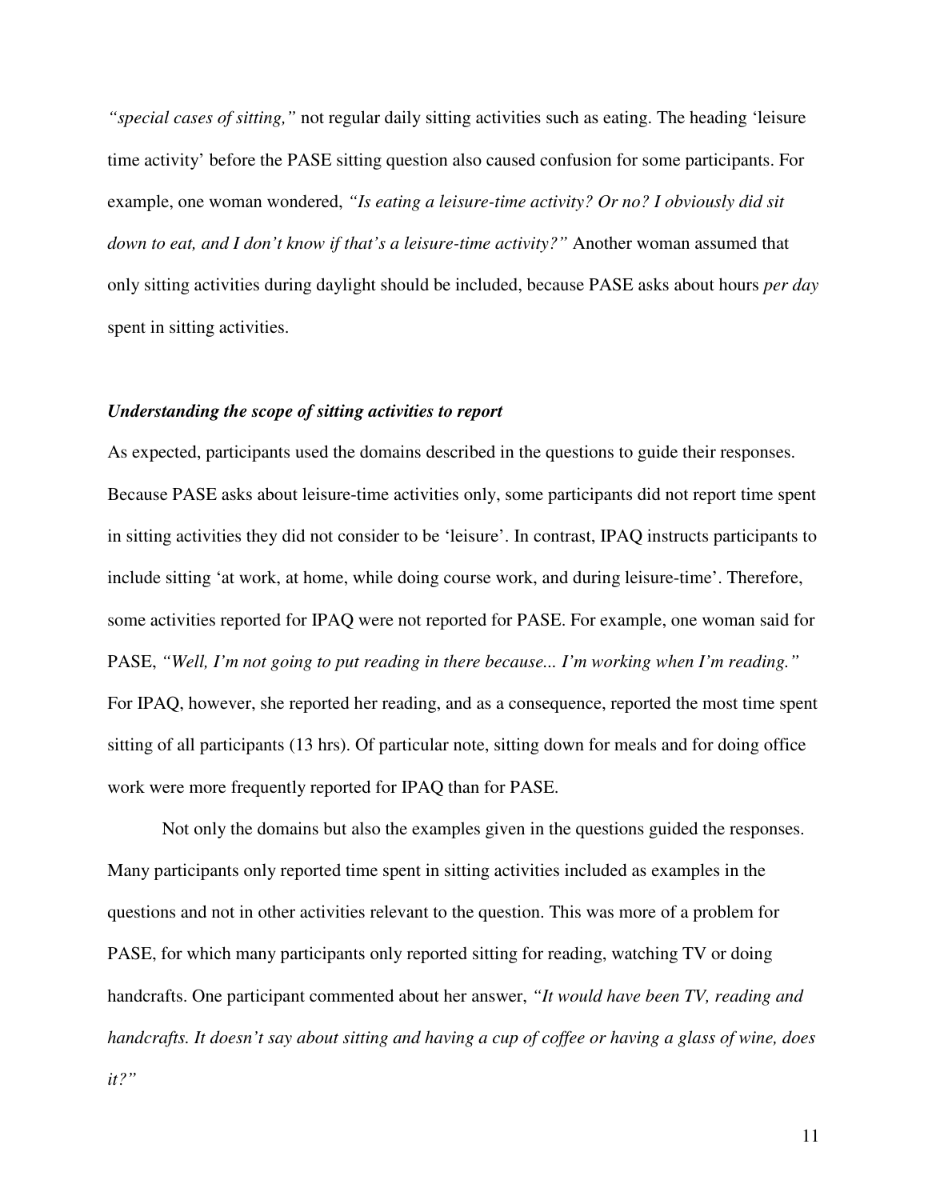*"special cases of sitting,"* not regular daily sitting activities such as eating. The heading 'leisure time activity' before the PASE sitting question also caused confusion for some participants. For example, one woman wondered, *"Is eating a leisure-time activity? Or no? I obviously did sit down to eat, and I don't know if that's a leisure-time activity?"* Another woman assumed that only sitting activities during daylight should be included, because PASE asks about hours *per day* spent in sitting activities.

***Understanding the scope of sitting activities to report***

As expected, participants used the domains described in the questions to guide their responses. Because PASE asks about leisure-time activities only, some participants did not report time spent in sitting activities they did not consider to be 'leisure'. In contrast, IPAQ instructs participants to include sitting 'at work, at home, while doing course work, and during leisure-time'. Therefore, some activities reported for IPAQ were not reported for PASE. For example, one woman said for PASE, *"Well, I'm not going to put reading in there because... I'm working when I'm reading."* For IPAQ, however, she reported her reading, and as a consequence, reported the most time spent sitting of all participants (13 hrs). Of particular note, sitting down for meals and for doing office work were more frequently reported for IPAQ than for PASE.

Not only the domains but also the examples given in the questions guided the responses. Many participants only reported time spent in sitting activities included as examples in the questions and not in other activities relevant to the question. This was more of a problem for PASE, for which many participants only reported sitting for reading, watching TV or doing handcrafts. One participant commented about her answer, *"It would have been TV, reading and handcrafts. It doesn't say about sitting and having a cup of coffee or having a glass of wine, does it?"*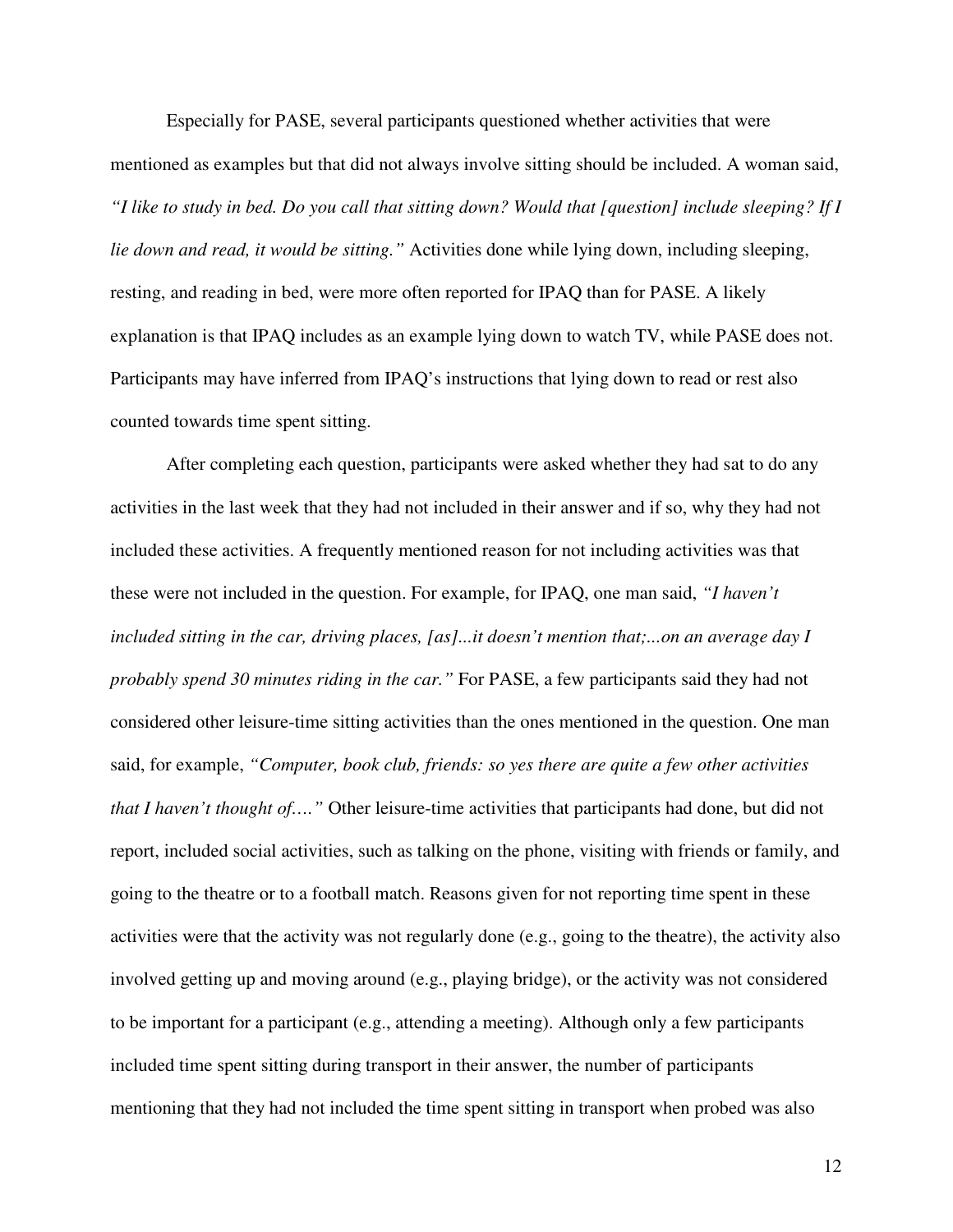Especially for PASE, several participants questioned whether activities that were mentioned as examples but that did not always involve sitting should be included. A woman said, *"I like to study in bed. Do you call that sitting down? Would that [question] include sleeping? If I lie down and read, it would be sitting."* Activities done while lying down, including sleeping, resting, and reading in bed, were more often reported for IPAQ than for PASE. A likely explanation is that IPAQ includes as an example lying down to watch TV, while PASE does not. Participants may have inferred from IPAQ's instructions that lying down to read or rest also counted towards time spent sitting.

After completing each question, participants were asked whether they had sat to do any activities in the last week that they had not included in their answer and if so, why they had not included these activities. A frequently mentioned reason for not including activities was that these were not included in the question. For example, for IPAQ, one man said, *"I haven't included sitting in the car, driving places, [as]...it doesn't mention that;...on an average day I probably spend 30 minutes riding in the car."* For PASE, a few participants said they had not considered other leisure-time sitting activities than the ones mentioned in the question. One man said, for example, *"Computer, book club, friends: so yes there are quite a few other activities that I haven't thought of…."* Other leisure-time activities that participants had done, but did not report, included social activities, such as talking on the phone, visiting with friends or family, and going to the theatre or to a football match. Reasons given for not reporting time spent in these activities were that the activity was not regularly done (e.g., going to the theatre), the activity also involved getting up and moving around (e.g., playing bridge), or the activity was not considered to be important for a participant (e.g., attending a meeting). Although only a few participants included time spent sitting during transport in their answer, the number of participants mentioning that they had not included the time spent sitting in transport when probed was also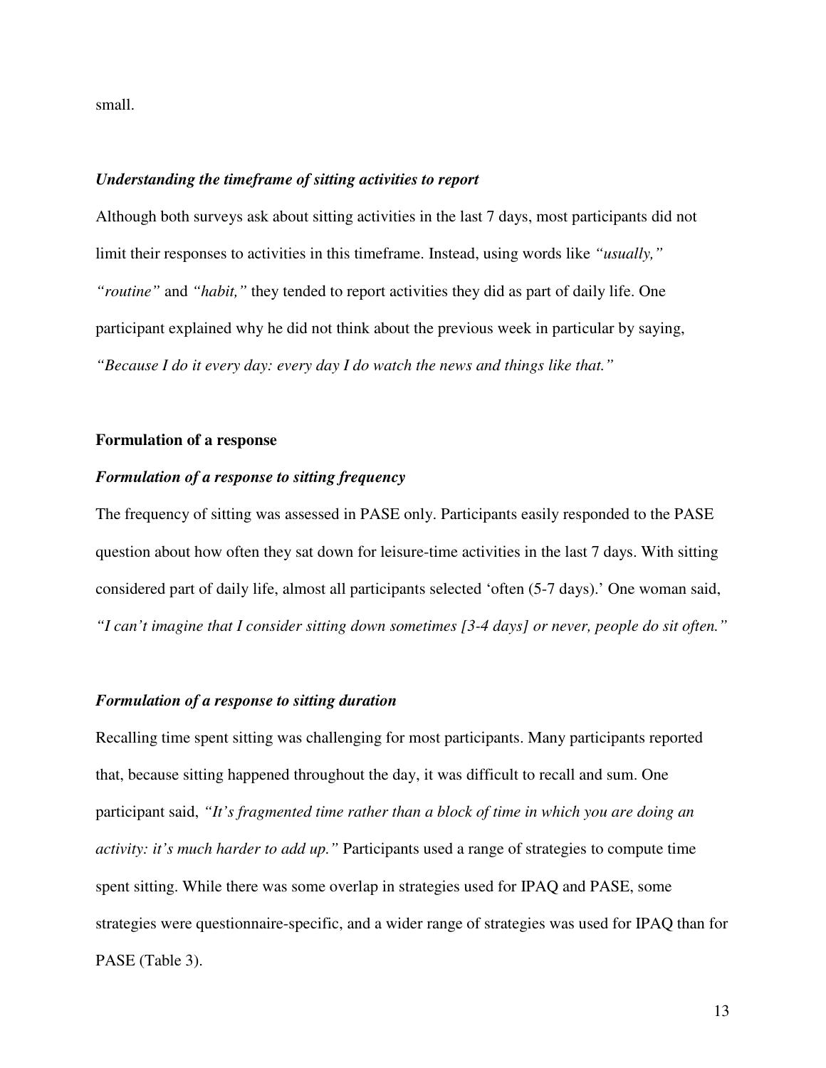small.

### *Understanding the timeframe of sitting activities to report*

Although both surveys ask about sitting activities in the last 7 days, most participants did not limit their responses to activities in this timeframe. Instead, using words like *"usually,"* *"routine"* and *"habit,"* they tended to report activities they did as part of daily life. One participant explained why he did not think about the previous week in particular by saying, *"Because I do it every day: every day I do watch the news and things like that."*

## Formulation of a response

### *Formulation of a response to sitting frequency*

The frequency of sitting was assessed in PASE only. Participants easily responded to the PASE question about how often they sat down for leisure-time activities in the last 7 days. With sitting considered part of daily life, almost all participants selected 'often (5-7 days).' One woman said, *"I can't imagine that I consider sitting down sometimes [3-4 days] or never, people do sit often."*

### *Formulation of a response to sitting duration*

Recalling time spent sitting was challenging for most participants. Many participants reported that, because sitting happened throughout the day, it was difficult to recall and sum. One participant said, *"It's fragmented time rather than a block of time in which you are doing an activity: it's much harder to add up."* Participants used a range of strategies to compute time spent sitting. While there was some overlap in strategies used for IPAQ and PASE, some strategies were questionnaire-specific, and a wider range of strategies was used for IPAQ than for PASE (Table 3).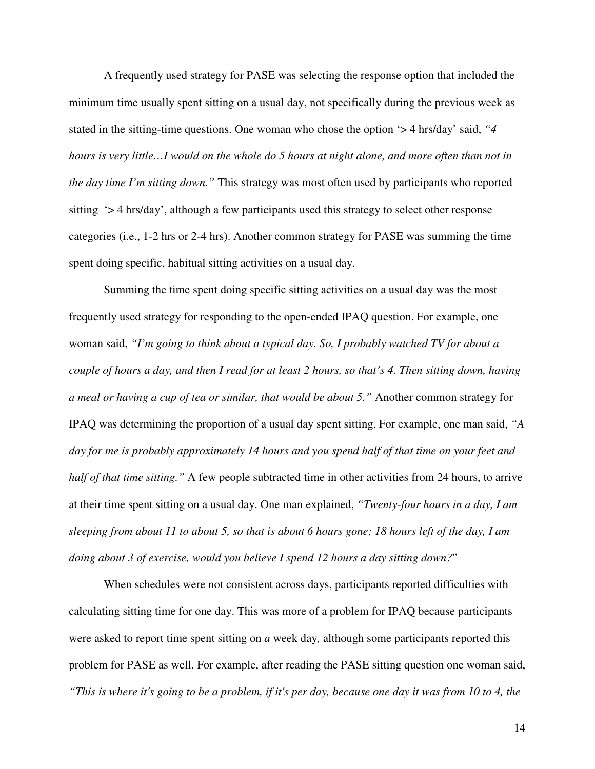A frequently used strategy for PASE was selecting the response option that included the minimum time usually spent sitting on a usual day, not specifically during the previous week as stated in the sitting-time questions. One woman who chose the option '> 4 hrs/day' said, *"4 hours is very little…I would on the whole do 5 hours at night alone, and more often than not in the day time I'm sitting down."* This strategy was most often used by participants who reported sitting '> 4 hrs/day', although a few participants used this strategy to select other response categories (i.e., 1-2 hrs or 2-4 hrs). Another common strategy for PASE was summing the time spent doing specific, habitual sitting activities on a usual day.

Summing the time spent doing specific sitting activities on a usual day was the most frequently used strategy for responding to the open-ended IPAQ question. For example, one woman said, *"I'm going to think about a typical day. So, I probably watched TV for about a couple of hours a day, and then I read for at least 2 hours, so that's 4. Then sitting down, having a meal or having a cup of tea or similar, that would be about 5."* Another common strategy for IPAQ was determining the proportion of a usual day spent sitting. For example, one man said, *"A day for me is probably approximately 14 hours and you spend half of that time on your feet and half of that time sitting."* A few people subtracted time in other activities from 24 hours, to arrive at their time spent sitting on a usual day. One man explained, *"Twenty-four hours in a day, I am sleeping from about 11 to about 5, so that is about 6 hours gone; 18 hours left of the day, I am doing about 3 of exercise, would you believe I spend 12 hours a day sitting down?*"

When schedules were not consistent across days, participants reported difficulties with calculating sitting time for one day. This was more of a problem for IPAQ because participants were asked to report time spent sitting on *a* week day*,* although some participants reported this problem for PASE as well. For example, after reading the PASE sitting question one woman said, *"This is where it's going to be a problem, if it's per day, because one day it was from 10 to 4, the*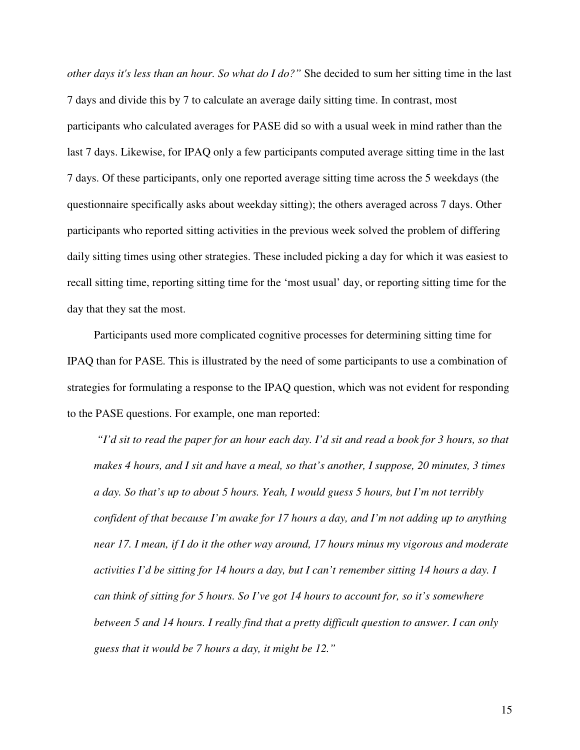*other days it's less than an hour. So what do I do?"* She decided to sum her sitting time in the last 7 days and divide this by 7 to calculate an average daily sitting time. In contrast, most participants who calculated averages for PASE did so with a usual week in mind rather than the last 7 days. Likewise, for IPAQ only a few participants computed average sitting time in the last 7 days. Of these participants, only one reported average sitting time across the 5 weekdays (the questionnaire specifically asks about weekday sitting); the others averaged across 7 days. Other participants who reported sitting activities in the previous week solved the problem of differing daily sitting times using other strategies. These included picking a day for which it was easiest to recall sitting time, reporting sitting time for the 'most usual' day, or reporting sitting time for the day that they sat the most.

Participants used more complicated cognitive processes for determining sitting time for IPAQ than for PASE. This is illustrated by the need of some participants to use a combination of strategies for formulating a response to the IPAQ question, which was not evident for responding to the PASE questions. For example, one man reported:

> *"I'd sit to read the paper for an hour each day. I'd sit and read a book for 3 hours, so that makes 4 hours, and I sit and have a meal, so that's another, I suppose, 20 minutes, 3 times a day. So that's up to about 5 hours. Yeah, I would guess 5 hours, but I'm not terribly confident of that because I'm awake for 17 hours a day, and I'm not adding up to anything near 17. I mean, if I do it the other way around, 17 hours minus my vigorous and moderate activities I'd be sitting for 14 hours a day, but I can't remember sitting 14 hours a day. I can think of sitting for 5 hours. So I've got 14 hours to account for, so it's somewhere between 5 and 14 hours. I really find that a pretty difficult question to answer. I can only guess that it would be 7 hours a day, it might be 12."*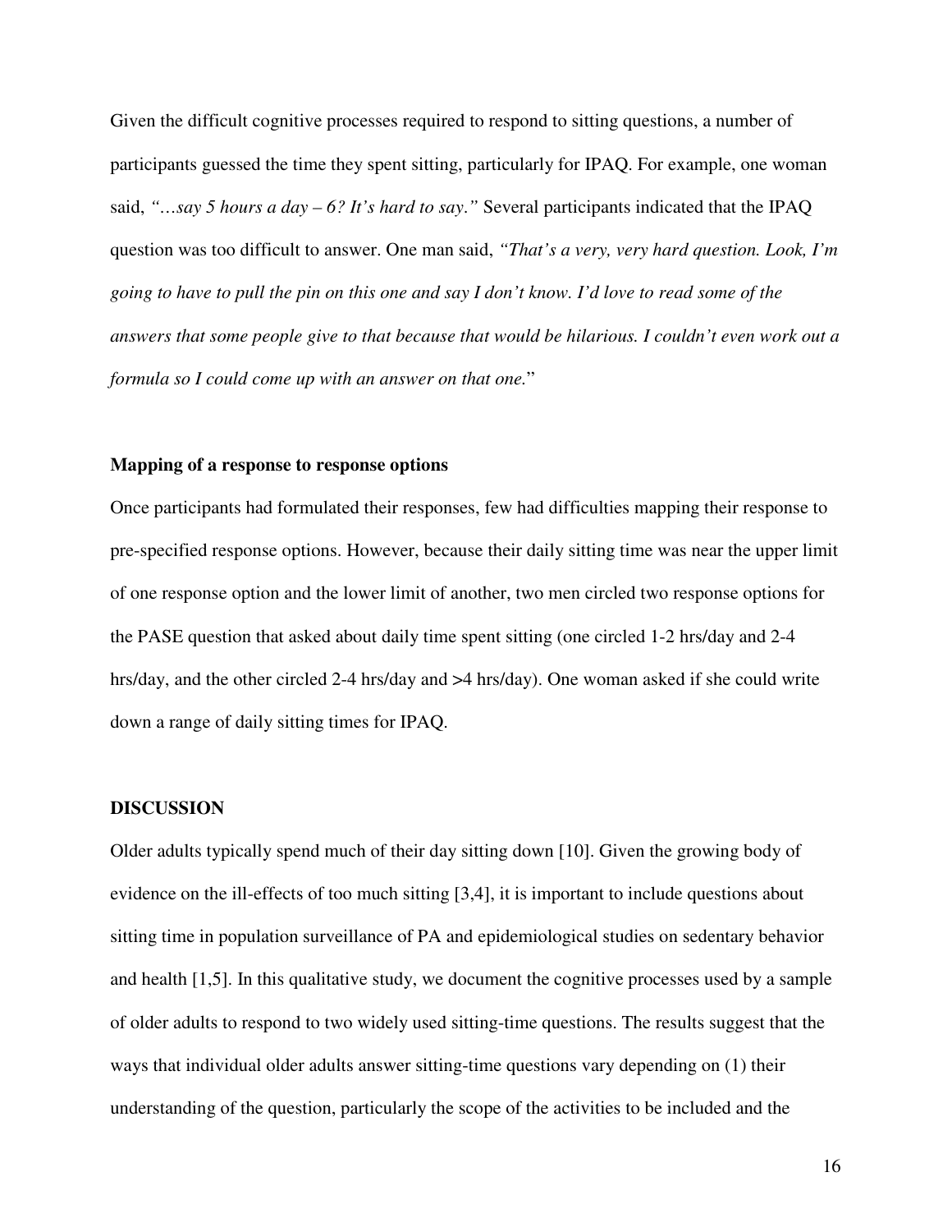Given the difficult cognitive processes required to respond to sitting questions, a number of participants guessed the time they spent sitting, particularly for IPAQ. For example, one woman said, *"…say 5 hours a day – 6? It's hard to say."* Several participants indicated that the IPAQ question was too difficult to answer. One man said, *"That's a very, very hard question. Look, I'm going to have to pull the pin on this one and say I don't know. I'd love to read some of the answers that some people give to that because that would be hilarious. I couldn't even work out a formula so I could come up with an answer on that one."*

### Mapping of a response to response options

Once participants had formulated their responses, few had difficulties mapping their response to pre-specified response options. However, because their daily sitting time was near the upper limit of one response option and the lower limit of another, two men circled two response options for the PASE question that asked about daily time spent sitting (one circled 1-2 hrs/day and 2-4 hrs/day, and the other circled 2-4 hrs/day and >4 hrs/day). One woman asked if she could write down a range of daily sitting times for IPAQ.

## DISCUSSION

Older adults typically spend much of their day sitting down [10]. Given the growing body of evidence on the ill-effects of too much sitting [3,4], it is important to include questions about sitting time in population surveillance of PA and epidemiological studies on sedentary behavior and health [1,5]. In this qualitative study, we document the cognitive processes used by a sample of older adults to respond to two widely used sitting-time questions. The results suggest that the ways that individual older adults answer sitting-time questions vary depending on (1) their understanding of the question, particularly the scope of the activities to be included and the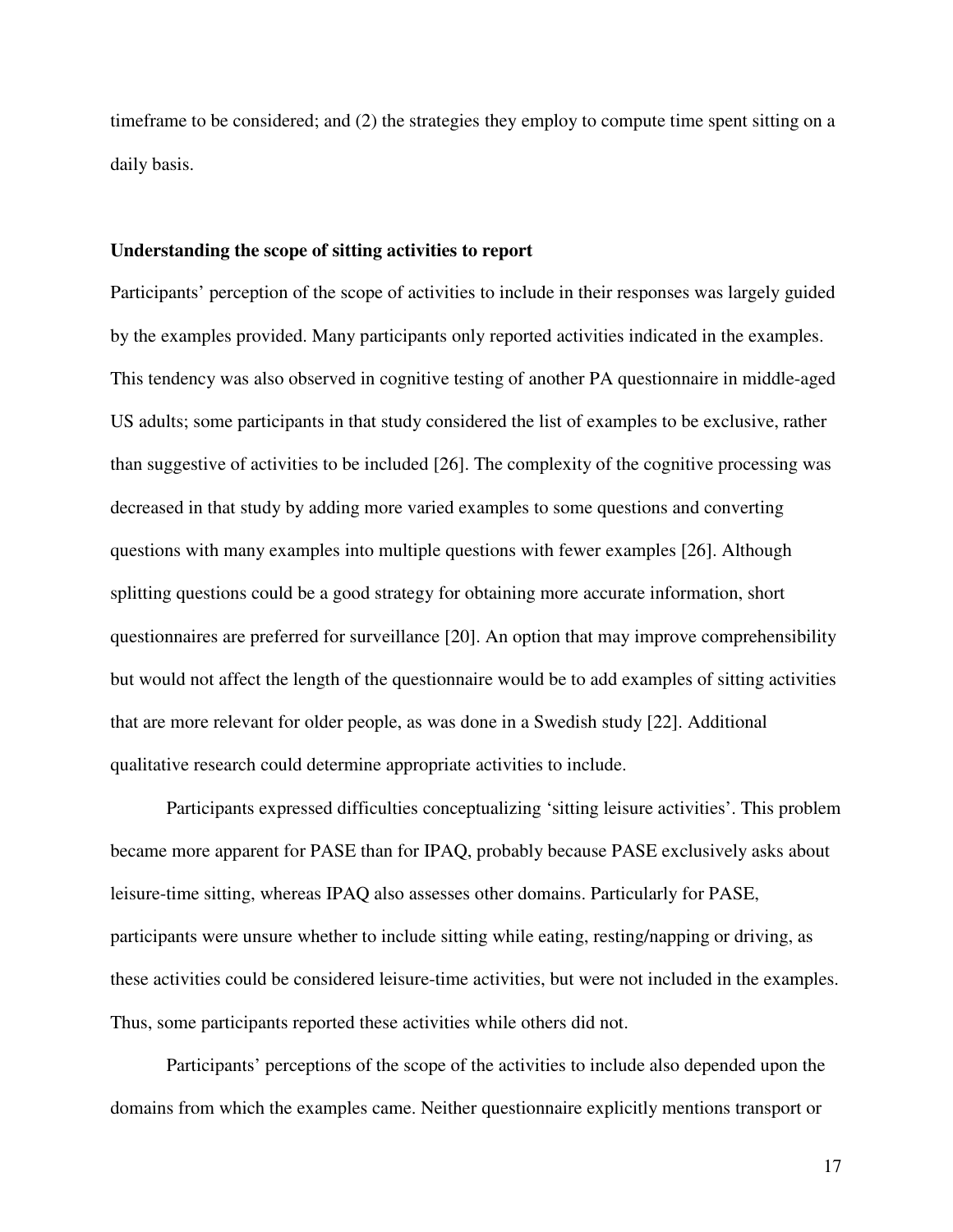timeframe to be considered; and (2) the strategies they employ to compute time spent sitting on a daily basis.

**Understanding the scope of sitting activities to report**

Participants' perception of the scope of activities to include in their responses was largely guided by the examples provided. Many participants only reported activities indicated in the examples. This tendency was also observed in cognitive testing of another PA questionnaire in middle-aged US adults; some participants in that study considered the list of examples to be exclusive, rather than suggestive of activities to be included [26]. The complexity of the cognitive processing was decreased in that study by adding more varied examples to some questions and converting questions with many examples into multiple questions with fewer examples [26]. Although splitting questions could be a good strategy for obtaining more accurate information, short questionnaires are preferred for surveillance [20]. An option that may improve comprehensibility but would not affect the length of the questionnaire would be to add examples of sitting activities that are more relevant for older people, as was done in a Swedish study [22]. Additional qualitative research could determine appropriate activities to include.

Participants expressed difficulties conceptualizing 'sitting leisure activities'. This problem became more apparent for PASE than for IPAQ, probably because PASE exclusively asks about leisure-time sitting, whereas IPAQ also assesses other domains. Particularly for PASE, participants were unsure whether to include sitting while eating, resting/napping or driving, as these activities could be considered leisure-time activities, but were not included in the examples. Thus, some participants reported these activities while others did not.

Participants' perceptions of the scope of the activities to include also depended upon the domains from which the examples came. Neither questionnaire explicitly mentions transport or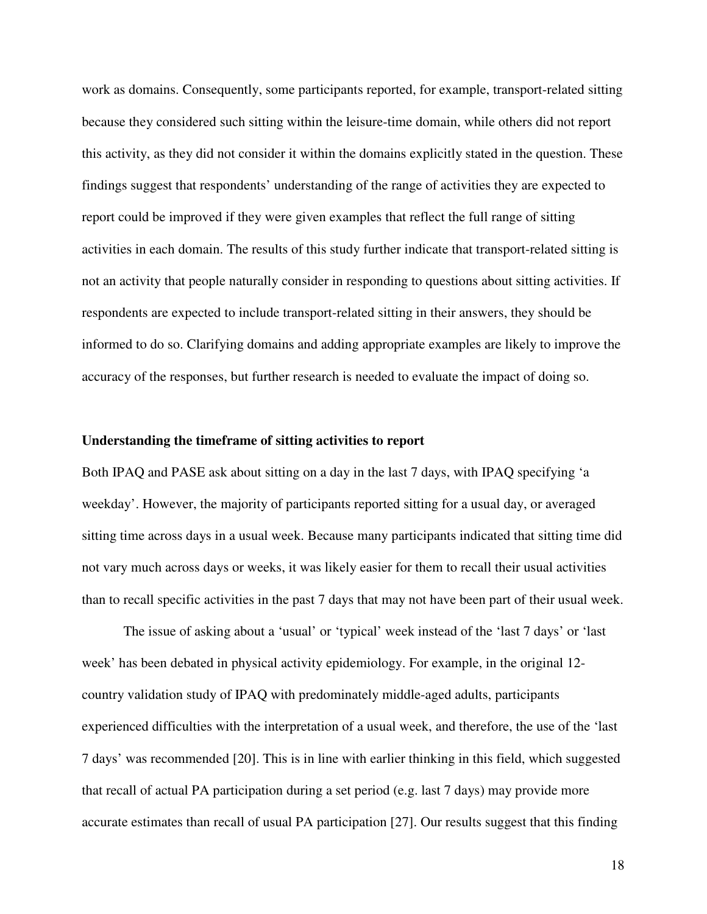work as domains. Consequently, some participants reported, for example, transport-related sitting because they considered such sitting within the leisure-time domain, while others did not report this activity, as they did not consider it within the domains explicitly stated in the question. These findings suggest that respondents' understanding of the range of activities they are expected to report could be improved if they were given examples that reflect the full range of sitting activities in each domain. The results of this study further indicate that transport-related sitting is not an activity that people naturally consider in responding to questions about sitting activities. If respondents are expected to include transport-related sitting in their answers, they should be informed to do so. Clarifying domains and adding appropriate examples are likely to improve the accuracy of the responses, but further research is needed to evaluate the impact of doing so.

**Understanding the timeframe of sitting activities to report**

Both IPAQ and PASE ask about sitting on a day in the last 7 days, with IPAQ specifying 'a weekday'. However, the majority of participants reported sitting for a usual day, or averaged sitting time across days in a usual week. Because many participants indicated that sitting time did not vary much across days or weeks, it was likely easier for them to recall their usual activities than to recall specific activities in the past 7 days that may not have been part of their usual week.

The issue of asking about a 'usual' or 'typical' week instead of the 'last 7 days' or 'last week' has been debated in physical activity epidemiology. For example, in the original 12-country validation study of IPAQ with predominately middle-aged adults, participants experienced difficulties with the interpretation of a usual week, and therefore, the use of the 'last 7 days' was recommended [20]. This is in line with earlier thinking in this field, which suggested that recall of actual PA participation during a set period (e.g. last 7 days) may provide more accurate estimates than recall of usual PA participation [27]. Our results suggest that this finding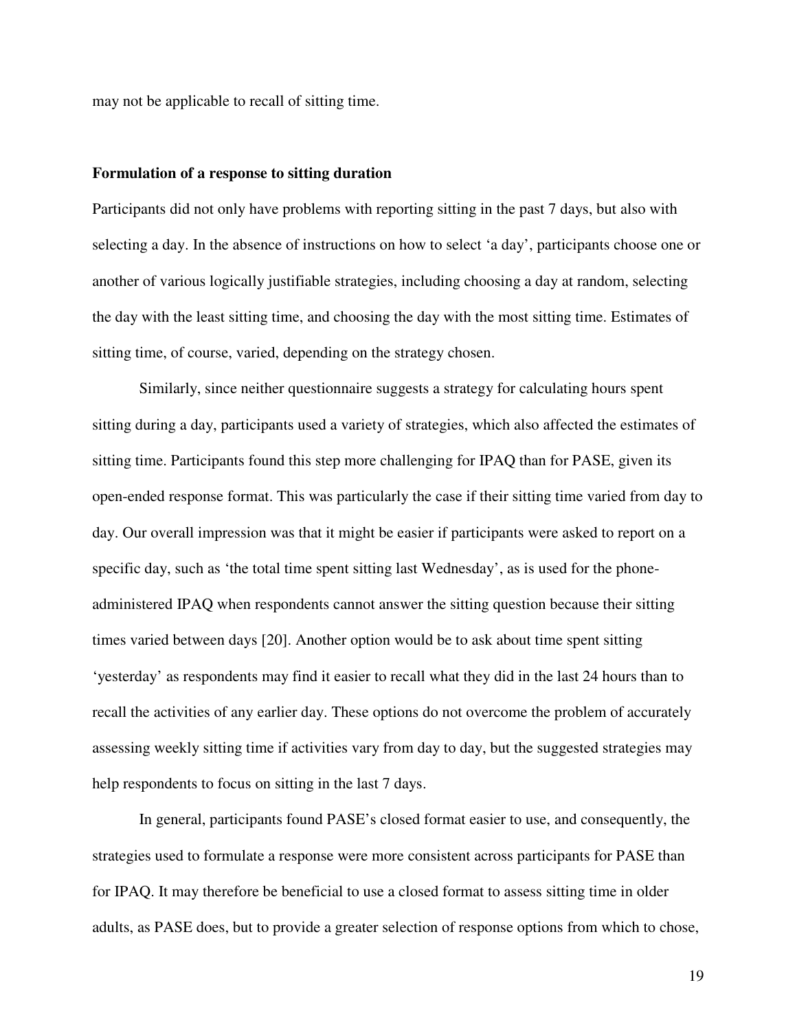may not be applicable to recall of sitting time.

**Formulation of a response to sitting duration**

Participants did not only have problems with reporting sitting in the past 7 days, but also with selecting a day. In the absence of instructions on how to select 'a day', participants choose one or another of various logically justifiable strategies, including choosing a day at random, selecting the day with the least sitting time, and choosing the day with the most sitting time. Estimates of sitting time, of course, varied, depending on the strategy chosen.

Similarly, since neither questionnaire suggests a strategy for calculating hours spent sitting during a day, participants used a variety of strategies, which also affected the estimates of sitting time. Participants found this step more challenging for IPAQ than for PASE, given its open-ended response format. This was particularly the case if their sitting time varied from day to day. Our overall impression was that it might be easier if participants were asked to report on a specific day, such as 'the total time spent sitting last Wednesday', as is used for the phone-administered IPAQ when respondents cannot answer the sitting question because their sitting times varied between days [20]. Another option would be to ask about time spent sitting 'yesterday' as respondents may find it easier to recall what they did in the last 24 hours than to recall the activities of any earlier day. These options do not overcome the problem of accurately assessing weekly sitting time if activities vary from day to day, but the suggested strategies may help respondents to focus on sitting in the last 7 days.

In general, participants found PASE's closed format easier to use, and consequently, the strategies used to formulate a response were more consistent across participants for PASE than for IPAQ. It may therefore be beneficial to use a closed format to assess sitting time in older adults, as PASE does, but to provide a greater selection of response options from which to chose,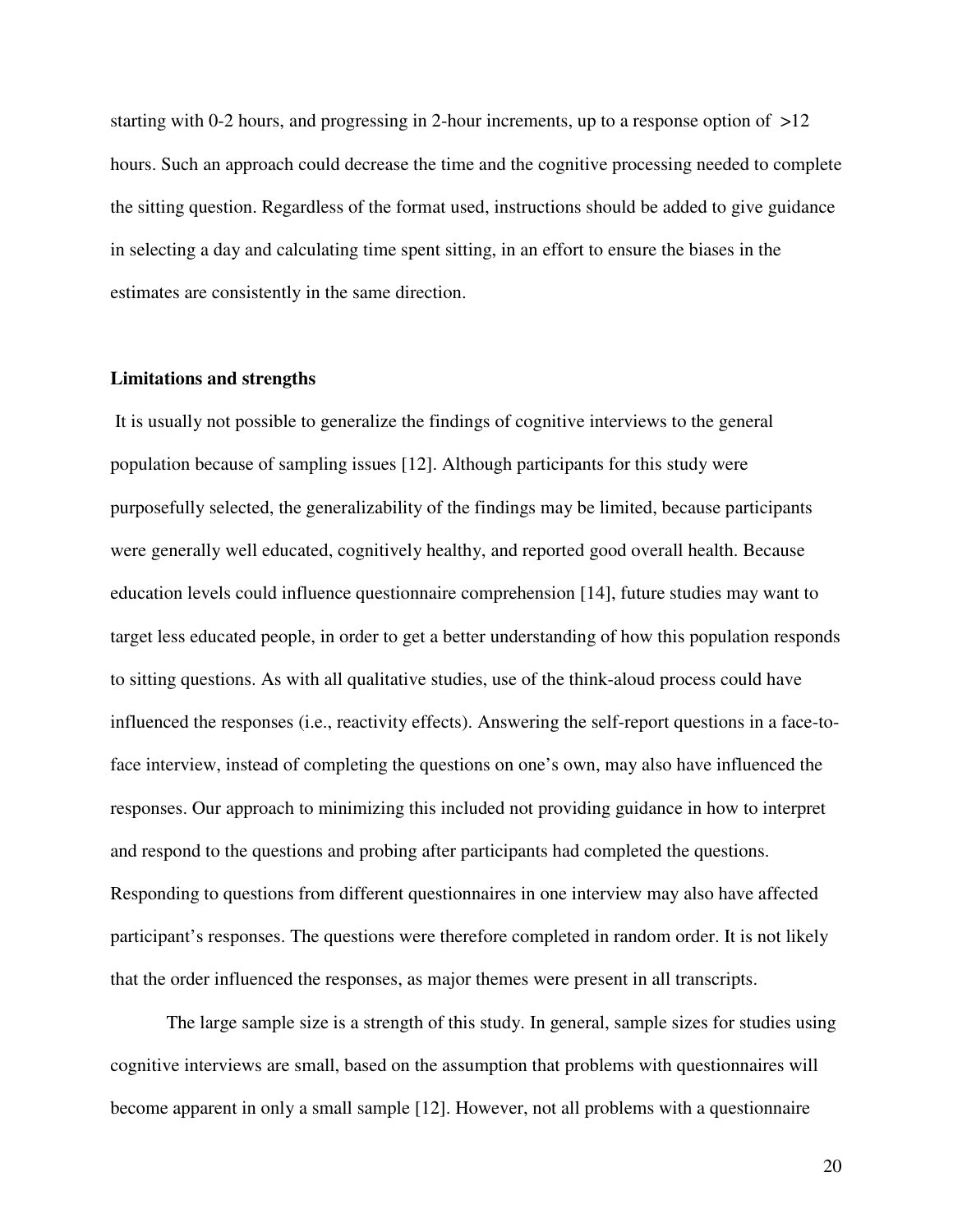starting with 0-2 hours, and progressing in 2-hour increments, up to a response option of >12 hours. Such an approach could decrease the time and the cognitive processing needed to complete the sitting question. Regardless of the format used, instructions should be added to give guidance in selecting a day and calculating time spent sitting, in an effort to ensure the biases in the estimates are consistently in the same direction.

**Limitations and strengths**

It is usually not possible to generalize the findings of cognitive interviews to the general population because of sampling issues [12]. Although participants for this study were purposefully selected, the generalizability of the findings may be limited, because participants were generally well educated, cognitively healthy, and reported good overall health. Because education levels could influence questionnaire comprehension [14], future studies may want to target less educated people, in order to get a better understanding of how this population responds to sitting questions. As with all qualitative studies, use of the think-aloud process could have influenced the responses (i.e., reactivity effects). Answering the self-report questions in a face-to-face interview, instead of completing the questions on one's own, may also have influenced the responses. Our approach to minimizing this included not providing guidance in how to interpret and respond to the questions and probing after participants had completed the questions. Responding to questions from different questionnaires in one interview may also have affected participant's responses. The questions were therefore completed in random order. It is not likely that the order influenced the responses, as major themes were present in all transcripts.

The large sample size is a strength of this study. In general, sample sizes for studies using cognitive interviews are small, based on the assumption that problems with questionnaires will become apparent in only a small sample [12]. However, not all problems with a questionnaire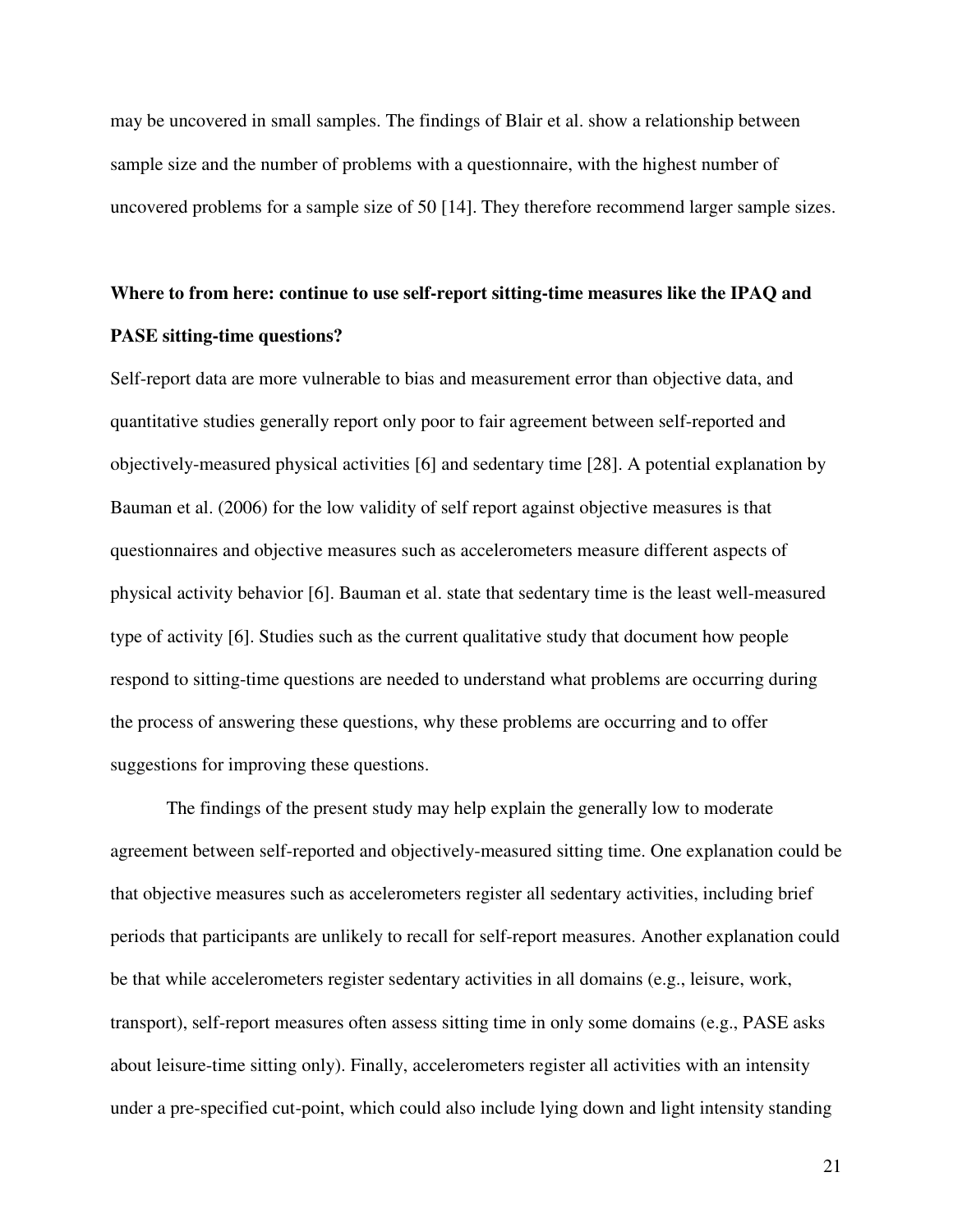may be uncovered in small samples. The findings of Blair et al. show a relationship between sample size and the number of problems with a questionnaire, with the highest number of uncovered problems for a sample size of 50 [14]. They therefore recommend larger sample sizes.

**Where to from here: continue to use self-report sitting-time measures like the IPAQ and PASE sitting-time questions?**

Self-report data are more vulnerable to bias and measurement error than objective data, and quantitative studies generally report only poor to fair agreement between self-reported and objectively-measured physical activities [6] and sedentary time [28]. A potential explanation by Bauman et al. (2006) for the low validity of self report against objective measures is that questionnaires and objective measures such as accelerometers measure different aspects of physical activity behavior [6]. Bauman et al. state that sedentary time is the least well-measured type of activity [6]. Studies such as the current qualitative study that document how people respond to sitting-time questions are needed to understand what problems are occurring during the process of answering these questions, why these problems are occurring and to offer suggestions for improving these questions.

The findings of the present study may help explain the generally low to moderate agreement between self-reported and objectively-measured sitting time. One explanation could be that objective measures such as accelerometers register all sedentary activities, including brief periods that participants are unlikely to recall for self-report measures. Another explanation could be that while accelerometers register sedentary activities in all domains (e.g., leisure, work, transport), self-report measures often assess sitting time in only some domains (e.g., PASE asks about leisure-time sitting only). Finally, accelerometers register all activities with an intensity under a pre-specified cut-point, which could also include lying down and light intensity standing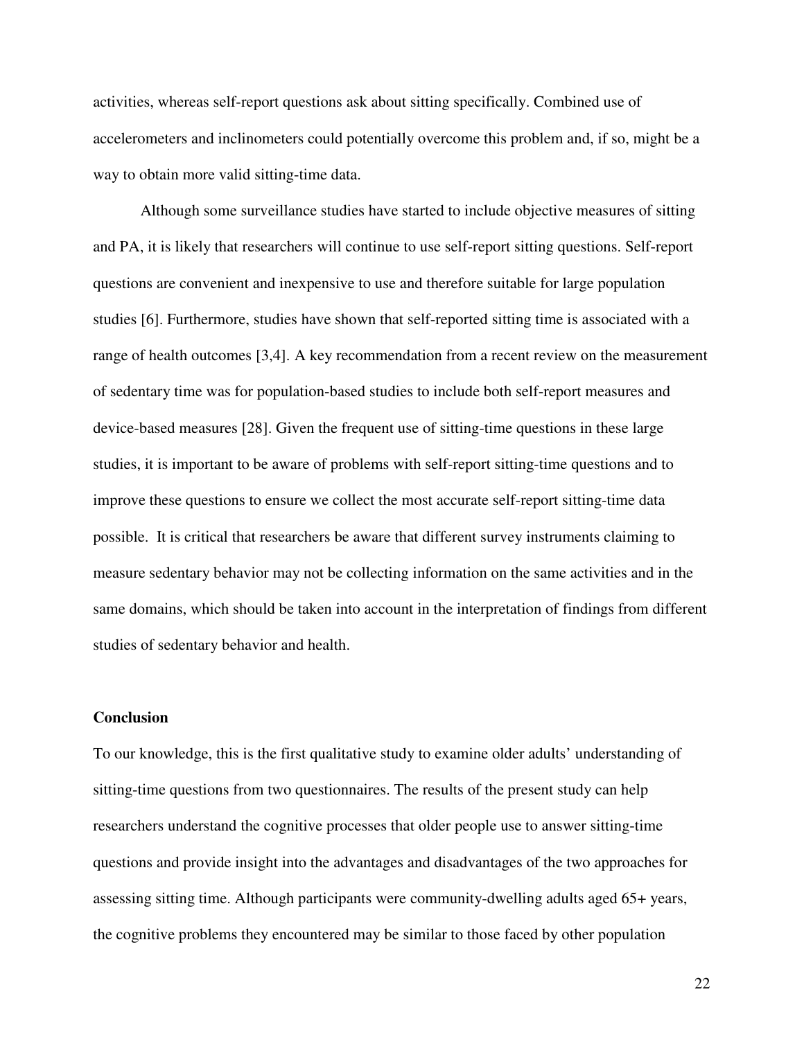activities, whereas self-report questions ask about sitting specifically. Combined use of accelerometers and inclinometers could potentially overcome this problem and, if so, might be a way to obtain more valid sitting-time data.

Although some surveillance studies have started to include objective measures of sitting and PA, it is likely that researchers will continue to use self-report sitting questions. Self-report questions are convenient and inexpensive to use and therefore suitable for large population studies [6]. Furthermore, studies have shown that self-reported sitting time is associated with a range of health outcomes [3,4]. A key recommendation from a recent review on the measurement of sedentary time was for population-based studies to include both self-report measures and device-based measures [28]. Given the frequent use of sitting-time questions in these large studies, it is important to be aware of problems with self-report sitting-time questions and to improve these questions to ensure we collect the most accurate self-report sitting-time data possible. It is critical that researchers be aware that different survey instruments claiming to measure sedentary behavior may not be collecting information on the same activities and in the same domains, which should be taken into account in the interpretation of findings from different studies of sedentary behavior and health.

## Conclusion

To our knowledge, this is the first qualitative study to examine older adults' understanding of sitting-time questions from two questionnaires. The results of the present study can help researchers understand the cognitive processes that older people use to answer sitting-time questions and provide insight into the advantages and disadvantages of the two approaches for assessing sitting time. Although participants were community-dwelling adults aged 65+ years, the cognitive problems they encountered may be similar to those faced by other population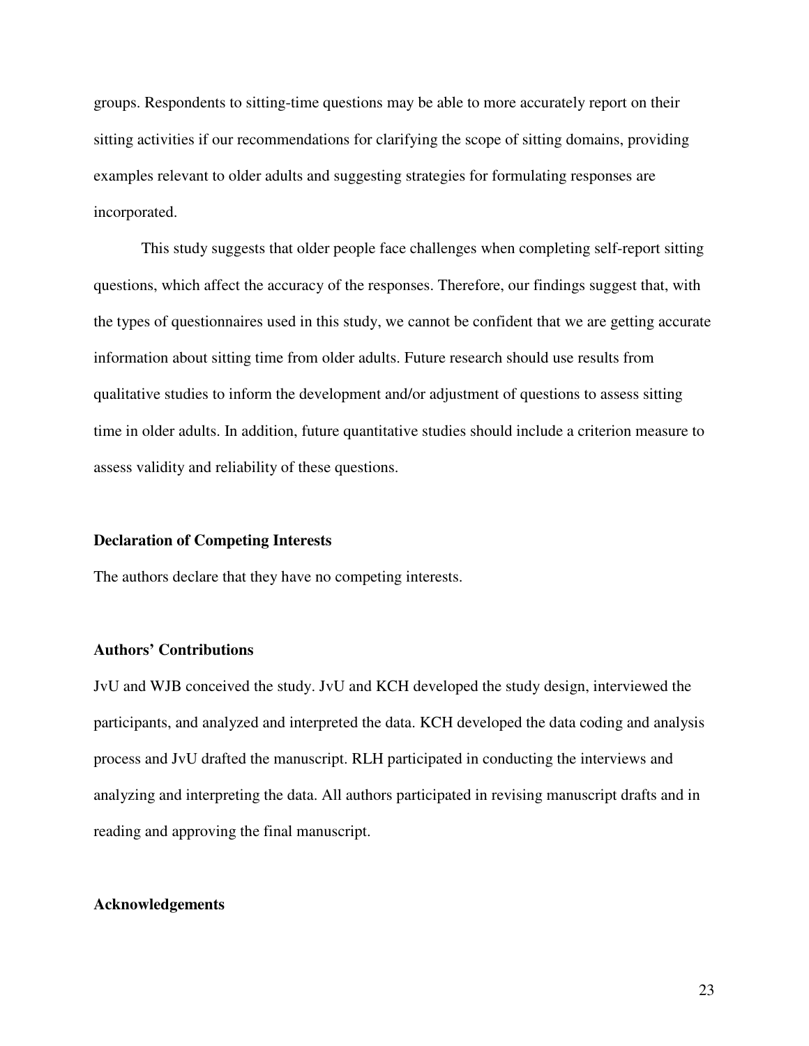groups. Respondents to sitting-time questions may be able to more accurately report on their sitting activities if our recommendations for clarifying the scope of sitting domains, providing examples relevant to older adults and suggesting strategies for formulating responses are incorporated.

This study suggests that older people face challenges when completing self-report sitting questions, which affect the accuracy of the responses. Therefore, our findings suggest that, with the types of questionnaires used in this study, we cannot be confident that we are getting accurate information about sitting time from older adults. Future research should use results from qualitative studies to inform the development and/or adjustment of questions to assess sitting time in older adults. In addition, future quantitative studies should include a criterion measure to assess validity and reliability of these questions.

## Declaration of Competing Interests

The authors declare that they have no competing interests.

## Authors' Contributions

JvU and WJB conceived the study. JvU and KCH developed the study design, interviewed the participants, and analyzed and interpreted the data. KCH developed the data coding and analysis process and JvU drafted the manuscript. RLH participated in conducting the interviews and analyzing and interpreting the data. All authors participated in revising manuscript drafts and in reading and approving the final manuscript.

## Acknowledgements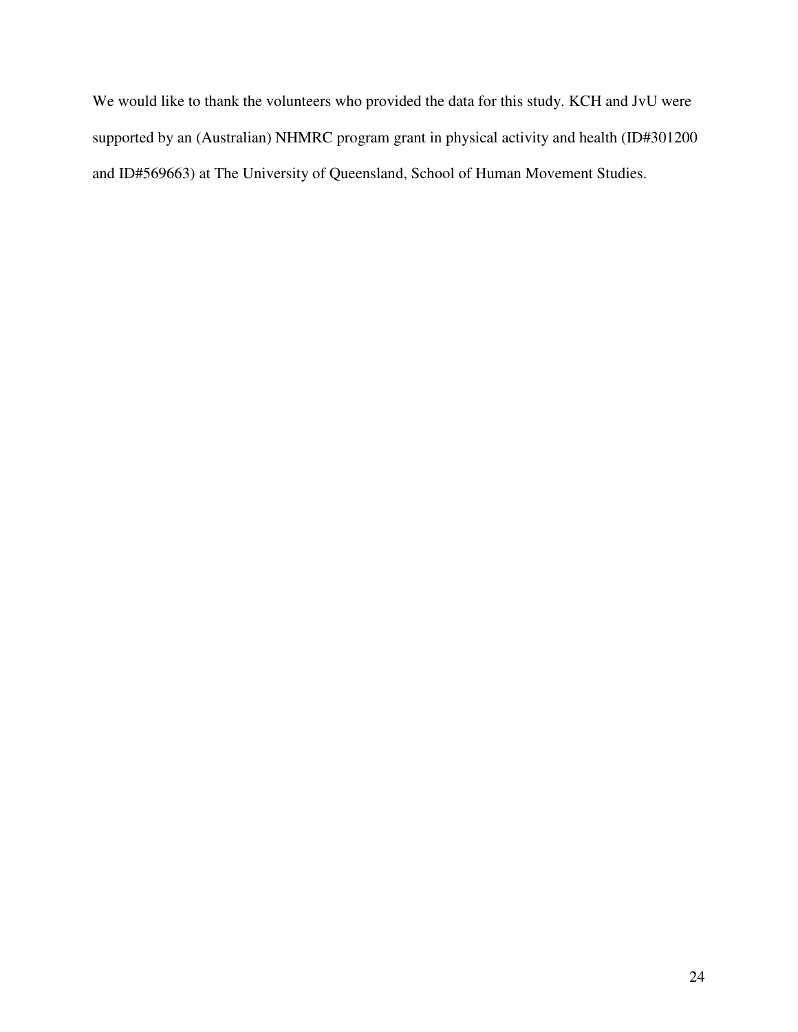We would like to thank the volunteers who provided the data for this study. KCH and JvU were supported by an (Australian) NHMRC program grant in physical activity and health (ID#301200 and ID#569663) at The University of Queensland, School of Human Movement Studies.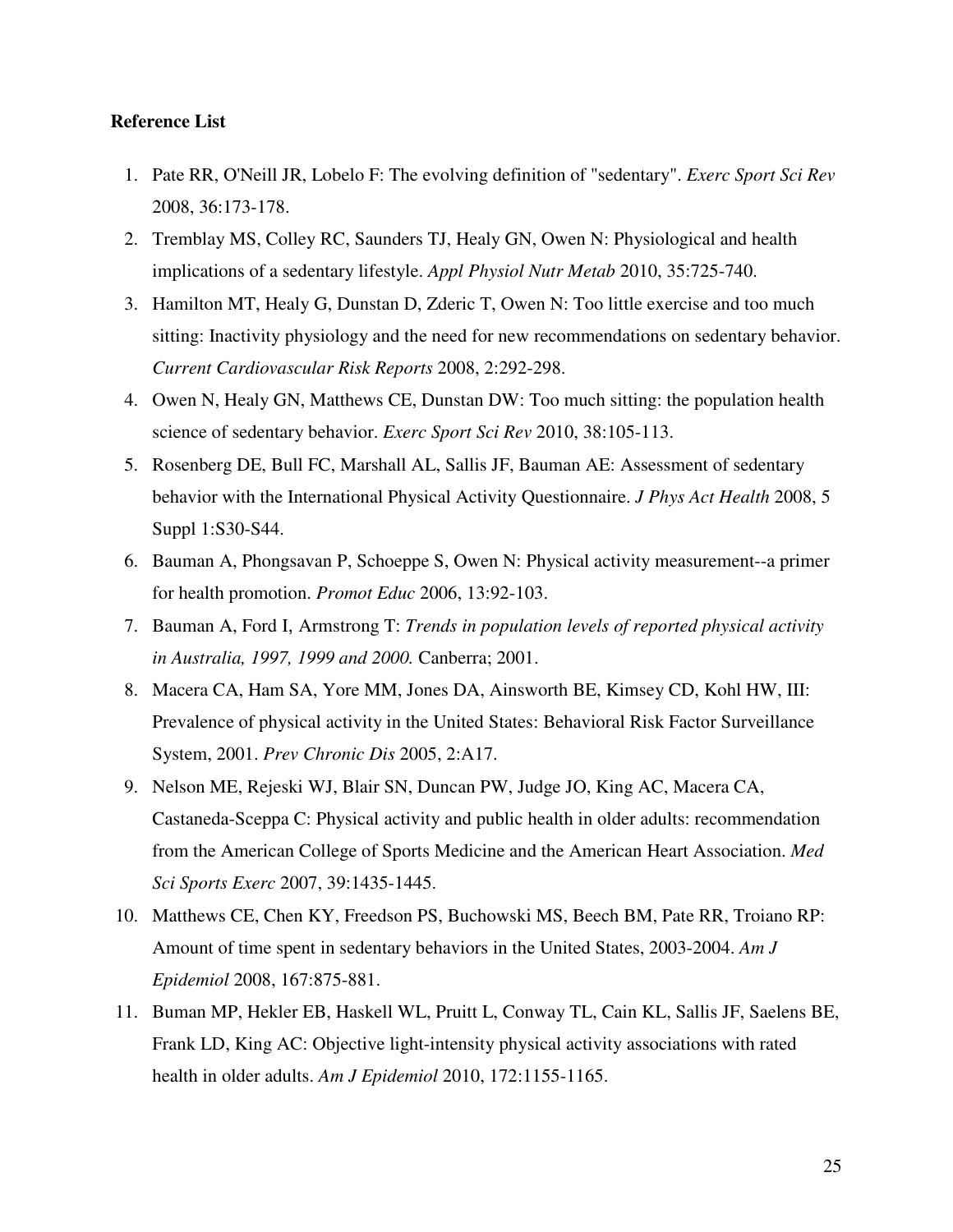**Reference List**

1. Pate RR, O'Neill JR, Lobelo F: The evolving definition of "sedentary". *Exerc Sport Sci Rev* 2008, 36:173-178.
2. Tremblay MS, Colley RC, Saunders TJ, Healy GN, Owen N: Physiological and health implications of a sedentary lifestyle. *Appl Physiol Nutr Metab* 2010, 35:725-740.
3. Hamilton MT, Healy G, Dunstan D, Zderic T, Owen N: Too little exercise and too much sitting: Inactivity physiology and the need for new recommendations on sedentary behavior. *Current Cardiovascular Risk Reports* 2008, 2:292-298.
4. Owen N, Healy GN, Matthews CE, Dunstan DW: Too much sitting: the population health science of sedentary behavior. *Exerc Sport Sci Rev* 2010, 38:105-113.
5. Rosenberg DE, Bull FC, Marshall AL, Sallis JF, Bauman AE: Assessment of sedentary behavior with the International Physical Activity Questionnaire. *J Phys Act Health* 2008, 5 Suppl 1:S30-S44.
6. Bauman A, Phongsavan P, Schoeppe S, Owen N: Physical activity measurement--a primer for health promotion. *Promot Educ* 2006, 13:92-103.
7. Bauman A, Ford I, Armstrong T: *Trends in population levels of reported physical activity in Australia, 1997, 1999 and 2000.* Canberra; 2001.
8. Macera CA, Ham SA, Yore MM, Jones DA, Ainsworth BE, Kimsey CD, Kohl HW, III: Prevalence of physical activity in the United States: Behavioral Risk Factor Surveillance System, 2001. *Prev Chronic Dis* 2005, 2:A17.
9. Nelson ME, Rejeski WJ, Blair SN, Duncan PW, Judge JO, King AC, Macera CA, Castaneda-Sceppa C: Physical activity and public health in older adults: recommendation from the American College of Sports Medicine and the American Heart Association. *Med Sci Sports Exerc* 2007, 39:1435-1445.
10. Matthews CE, Chen KY, Freedson PS, Buchowski MS, Beech BM, Pate RR, Troiano RP: Amount of time spent in sedentary behaviors in the United States, 2003-2004. *Am J Epidemiol* 2008, 167:875-881.
11. Buman MP, Hekler EB, Haskell WL, Pruitt L, Conway TL, Cain KL, Sallis JF, Saelens BE, Frank LD, King AC: Objective light-intensity physical activity associations with rated health in older adults. *Am J Epidemiol* 2010, 172:1155-1165.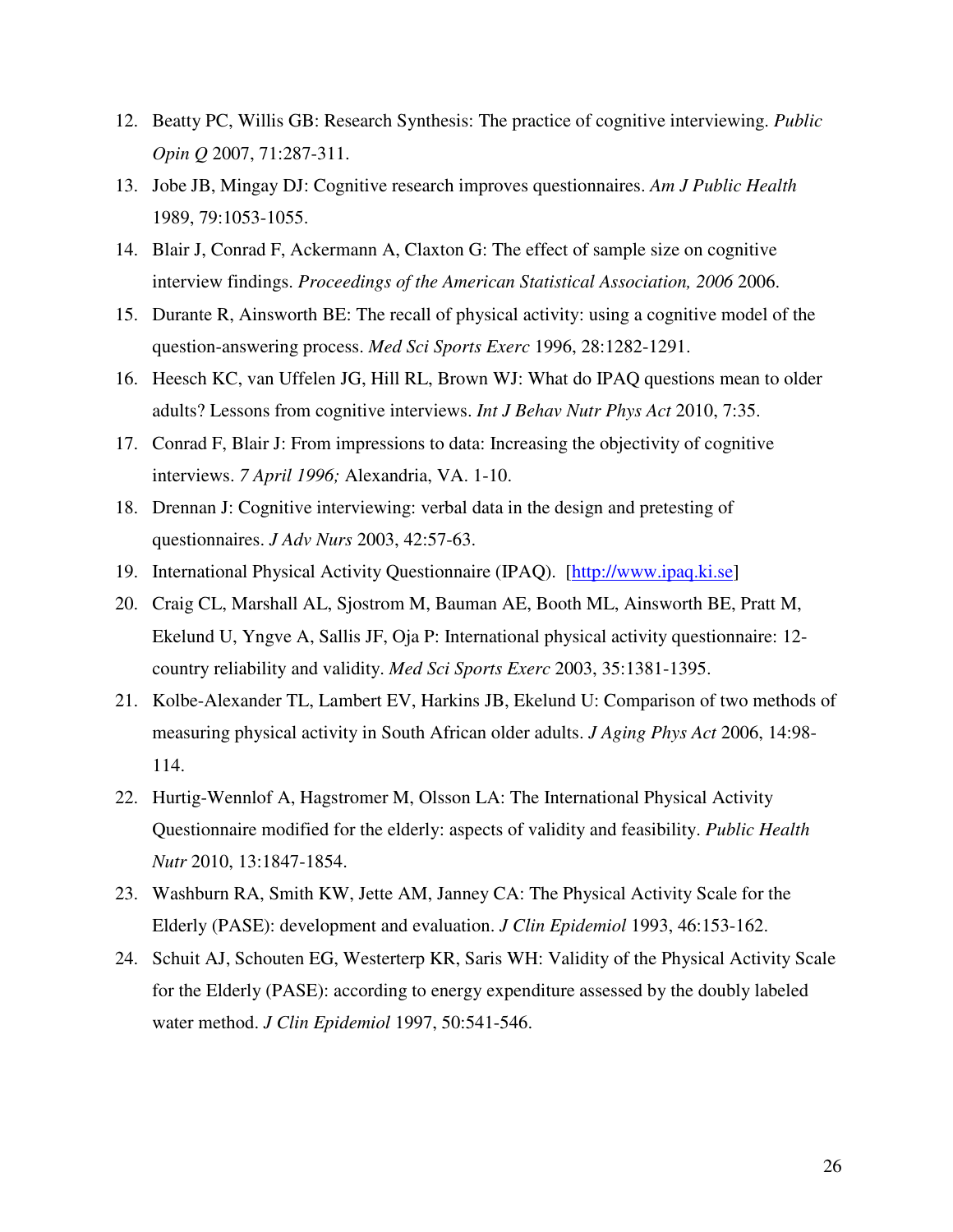12. Beatty PC, Willis GB: Research Synthesis: The practice of cognitive interviewing. *Public Opin Q* 2007, 71:287-311.
13. Jobe JB, Mingay DJ: Cognitive research improves questionnaires. *Am J Public Health* 1989, 79:1053-1055.
14. Blair J, Conrad F, Ackermann A, Claxton G: The effect of sample size on cognitive interview findings. *Proceedings of the American Statistical Association, 2006* 2006.
15. Durante R, Ainsworth BE: The recall of physical activity: using a cognitive model of the question-answering process. *Med Sci Sports Exerc* 1996, 28:1282-1291.
16. Heesch KC, van Uffelen JG, Hill RL, Brown WJ: What do IPAQ questions mean to older adults? Lessons from cognitive interviews. *Int J Behav Nutr Phys Act* 2010, 7:35.
17. Conrad F, Blair J: From impressions to data: Increasing the objectivity of cognitive interviews. *7 April 1996;* Alexandria, VA. 1-10.
18. Drennan J: Cognitive interviewing: verbal data in the design and pretesting of questionnaires. *J Adv Nurs* 2003, 42:57-63.
19. International Physical Activity Questionnaire (IPAQ). [http://www.ipaq.ki.se]
20. Craig CL, Marshall AL, Sjostrom M, Bauman AE, Booth ML, Ainsworth BE, Pratt M, Ekelund U, Yngve A, Sallis JF, Oja P: International physical activity questionnaire: 12-country reliability and validity. *Med Sci Sports Exerc* 2003, 35:1381-1395.
21. Kolbe-Alexander TL, Lambert EV, Harkins JB, Ekelund U: Comparison of two methods of measuring physical activity in South African older adults. *J Aging Phys Act* 2006, 14:98-114.
22. Hurtig-Wennlof A, Hagstromer M, Olsson LA: The International Physical Activity Questionnaire modified for the elderly: aspects of validity and feasibility. *Public Health Nutr* 2010, 13:1847-1854.
23. Washburn RA, Smith KW, Jette AM, Janney CA: The Physical Activity Scale for the Elderly (PASE): development and evaluation. *J Clin Epidemiol* 1993, 46:153-162.
24. Schuit AJ, Schouten EG, Westerterp KR, Saris WH: Validity of the Physical Activity Scale for the Elderly (PASE): according to energy expenditure assessed by the doubly labeled water method. *J Clin Epidemiol* 1997, 50:541-546.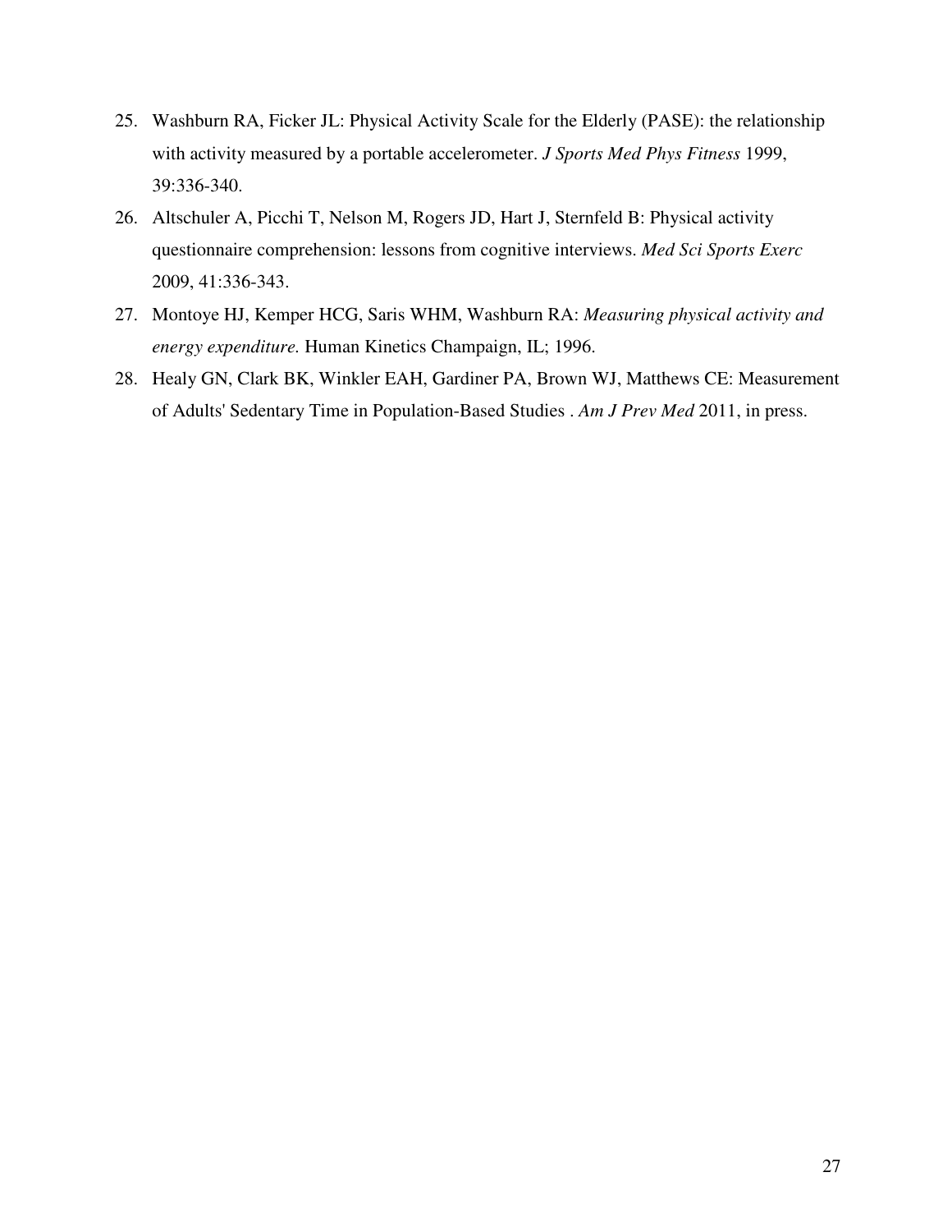25. Washburn RA, Ficker JL: Physical Activity Scale for the Elderly (PASE): the relationship with activity measured by a portable accelerometer. *J Sports Med Phys Fitness* 1999, 39:336-340.
26. Altschuler A, Picchi T, Nelson M, Rogers JD, Hart J, Sternfeld B: Physical activity questionnaire comprehension: lessons from cognitive interviews. *Med Sci Sports Exerc* 2009, 41:336-343.
27. Montoye HJ, Kemper HCG, Saris WHM, Washburn RA: *Measuring physical activity and energy expenditure.* Human Kinetics Champaign, IL; 1996.
28. Healy GN, Clark BK, Winkler EAH, Gardiner PA, Brown WJ, Matthews CE: Measurement of Adults' Sedentary Time in Population-Based Studies . *Am J Prev Med* 2011, in press.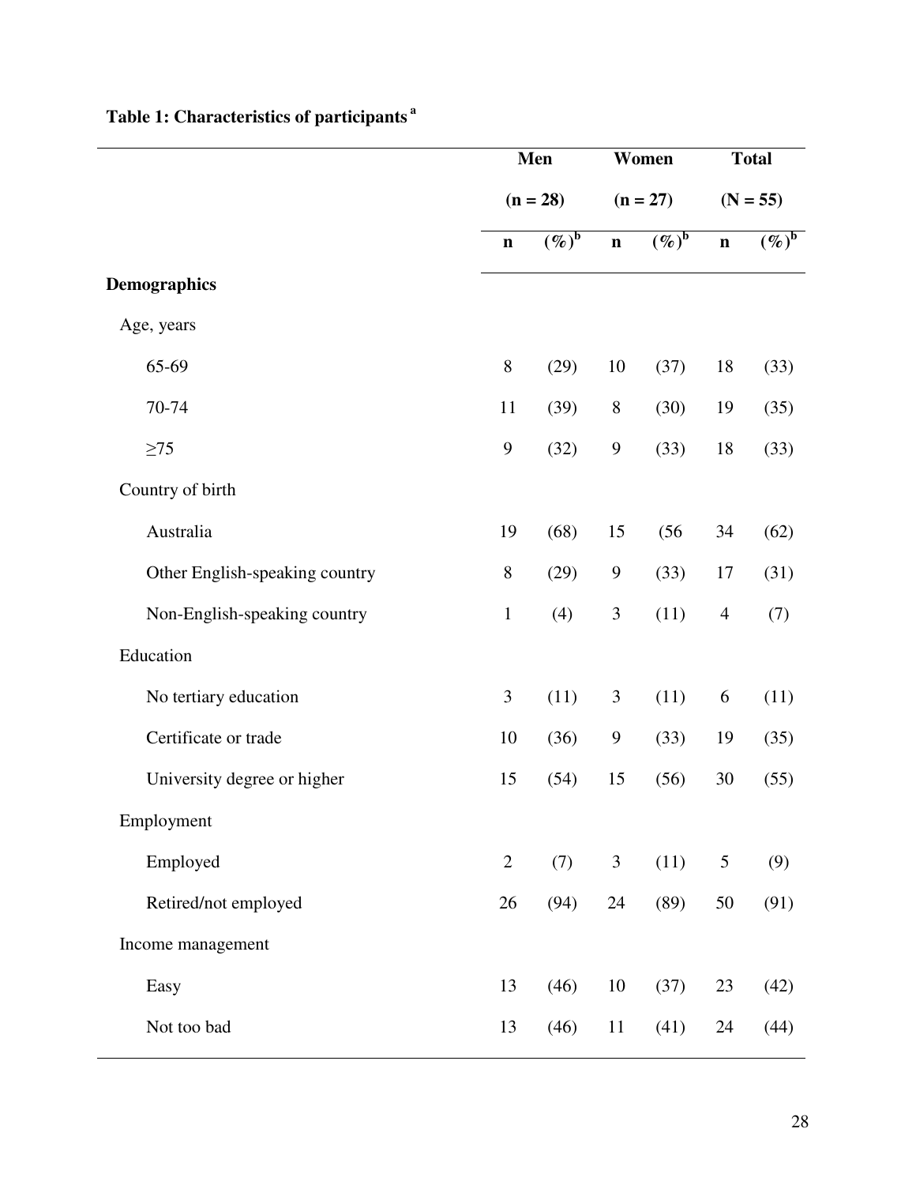**Table 1: Characteristics of participants [a]**

| | Men | | Women | | Total | |
|---|---|---|---|---|---|---|
| | (n = 28) | | (n = 27) | | (N = 55) | |
| | n | (%) [b] | n | (%) [b] | n | (%) [b] |
| **Demographics** | | | | | | |
| Age, years | | | | | | |
| 65-69 | 8 | (29) | 10 | (37) | 18 | (33) |
| 70-74 | 11 | (39) | 8 | (30) | 19 | (35) |
| ≥75 | 9 | (32) | 9 | (33) | 18 | (33) |
| Country of birth | | | | | | |
| Australia | 19 | (68) | 15 | (56 | 34 | (62) |
| Other English-speaking country | 8 | (29) | 9 | (33) | 17 | (31) |
| Non-English-speaking country | 1 | (4) | 3 | (11) | 4 | (7) |
| Education | | | | | | |
| No tertiary education | 3 | (11) | 3 | (11) | 6 | (11) |
| Certificate or trade | 10 | (36) | 9 | (33) | 19 | (35) |
| University degree or higher | 15 | (54) | 15 | (56) | 30 | (55) |
| Employment | | | | | | |
| Employed | 2 | (7) | 3 | (11) | 5 | (9) |
| Retired/not employed | 26 | (94) | 24 | (89) | 50 | (91) |
| Income management | | | | | | |
| Easy | 13 | (46) | 10 | (37) | 23 | (42) |
| Not too bad | 13 | (46) | 11 | (41) | 24 | (44) |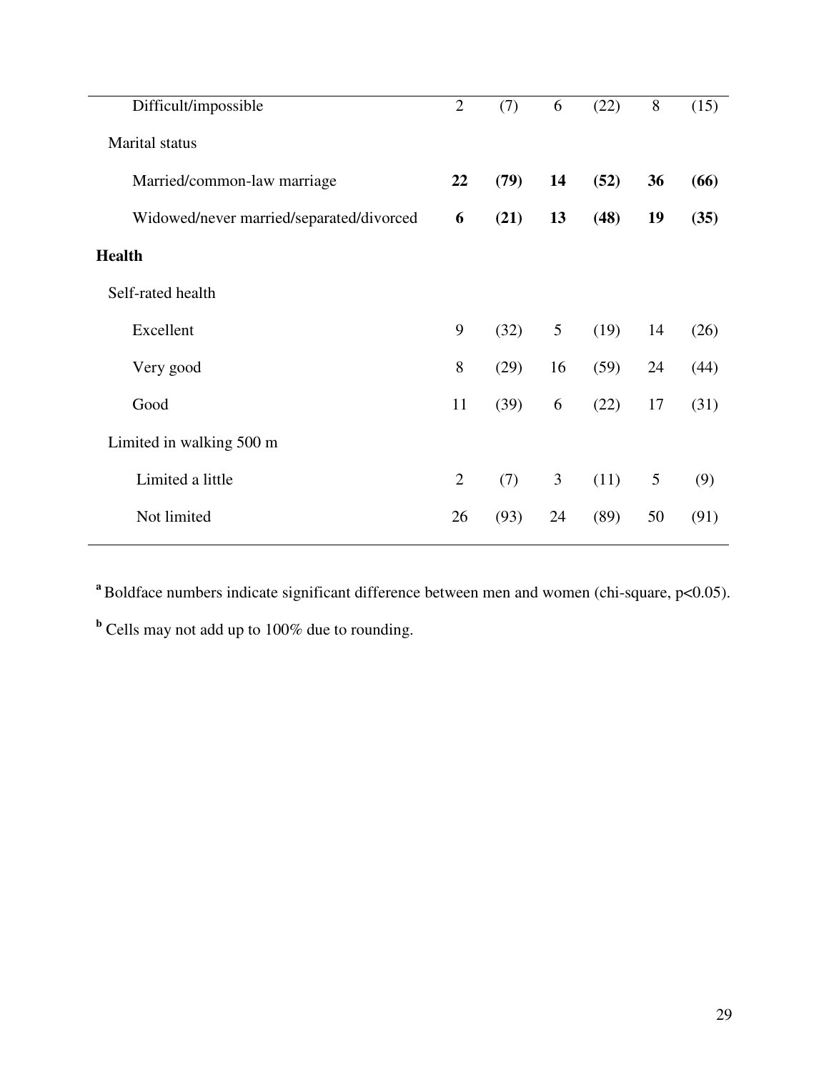| | | | | | | |
|---|---|---|---|---|---|---|
| Difficult/impossible | 2 | (7) | 6 | (22) | 8 | (15) |
| Marital status | | | | | | |
| Married/common-law marriage | **22** | **(79)** | **14** | **(52)** | **36** | **(66)** |
| Widowed/never married/separated/divorced | **6** | **(21)** | **13** | **(48)** | **19** | **(35)** |
| **Health** | | | | | | |
| Self-rated health | | | | | | |
| Excellent | 9 | (32) | 5 | (19) | 14 | (26) |
| Very good | 8 | (29) | 16 | (59) | 24 | (44) |
| Good | 11 | (39) | 6 | (22) | 17 | (31) |
| Limited in walking 500 m | | | | | | |
| Limited a little | 2 | (7) | 3 | (11) | 5 | (9) |
| Not limited | 26 | (93) | 24 | (89) | 50 | (91) |

[a] Boldface numbers indicate significant difference between men and women (chi-square, $p<0.05$).

[b] Cells may not add up to 100% due to rounding.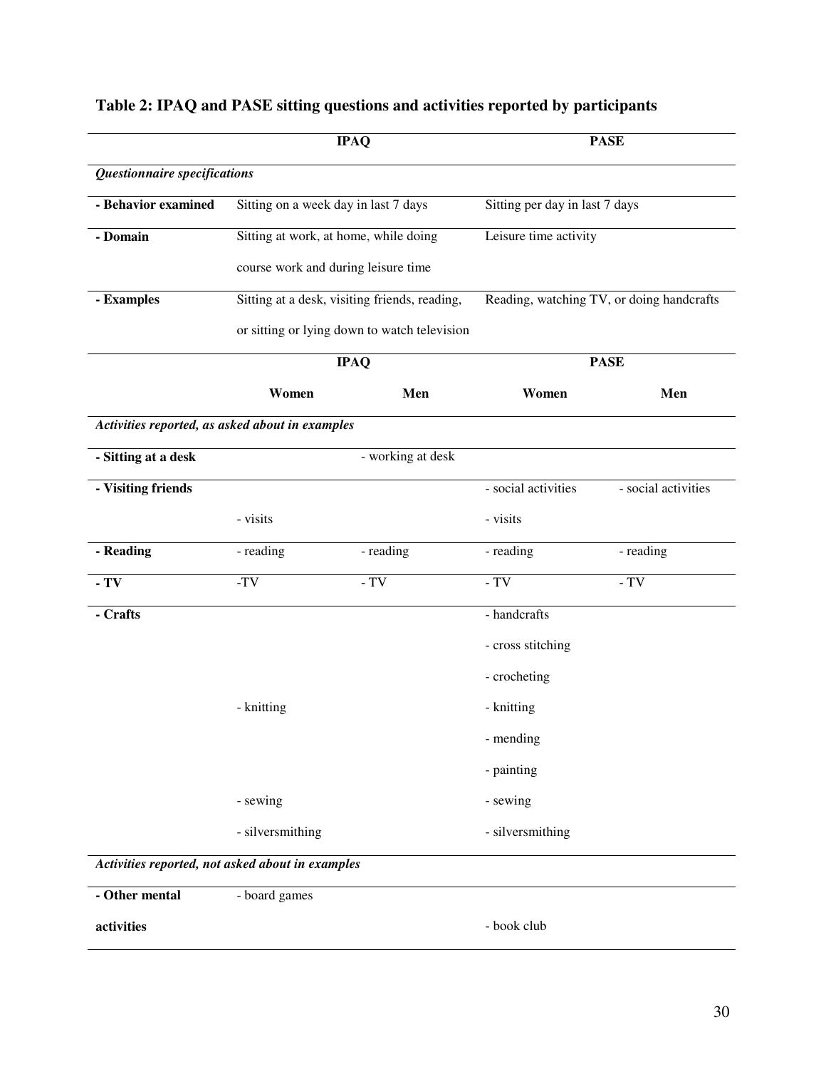**Table 2: IPAQ and PASE sitting questions and activities reported by participants**

| | IPAQ | | PASE | |
|---|---|---|---|---|
| ***Questionnaire specifications*** | | | | |
| **- Behavior examined** | Sitting on a week day in last 7 days | | Sitting per day in last 7 days | |
| **- Domain** | Sitting at work, at home, while doing course work and during leisure time | | Leisure time activity | |
| **- Examples** | Sitting at a desk, visiting friends, reading, or sitting or lying down to watch television | | Reading, watching TV, or doing handcrafts | |
| | **IPAQ** | | **PASE** | |
| | **Women** | **Men** | **Women** | **Men** |
| ***Activities reported, as asked about in examples*** | | | | |
| **- Sitting at a desk** | | - working at desk | | |
| **- Visiting friends** | | | - social activities | - social activities |
| | - visits | | - visits | |
| **- Reading** | - reading | - reading | - reading | - reading |
| **- TV** | -TV | - TV | - TV | - TV |
| **- Crafts** | | | - handcrafts | |
| | | | - cross stitching | |
| | | | - crocheting | |
| | - knitting | | - knitting | |
| | | | - mending | |
| | | | - painting | |
| | - sewing | | - sewing | |
| | - silversmithing | | - silversmithing | |
| ***Activities reported, not asked about in examples*** | | | | |
| **- Other mental activities** | - board games | | | |
| | | | - book club | |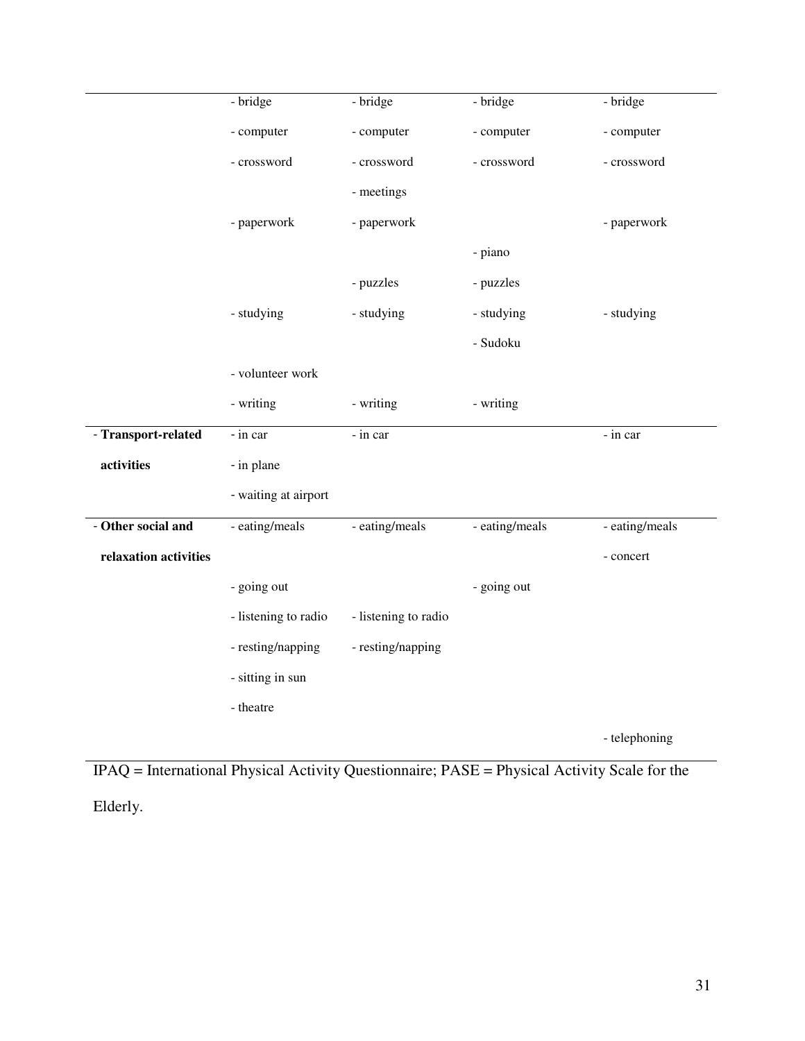| | | | | |
|---|---|---|---|---|
| | - bridge | - bridge | - bridge | - bridge |
| | - computer | - computer | - computer | - computer |
| | - crossword | - crossword | - crossword | - crossword |
| | | - meetings | | |
| | - paperwork | - paperwork | | - paperwork |
| | | | - piano | |
| | | - puzzles | - puzzles | |
| | - studying | - studying | - studying | - studying |
| | | | - Sudoku | |
| | - volunteer work | | | |
| | - writing | - writing | - writing | |
| - **Transport-related activities** | - in car | - in car | | - in car |
| | - in plane | | | |
| | - waiting at airport | | | |
| - **Other social and relaxation activities** | - eating/meals | - eating/meals | - eating/meals | - eating/meals |
| | | | | - concert |
| | - going out | | - going out | |
| | - listening to radio | - listening to radio | | |
| | - resting/napping | - resting/napping | | |
| | - sitting in sun | | | |
| | - theatre | | | |
| | | | | - telephoning |

IPAQ = International Physical Activity Questionnaire; PASE = Physical Activity Scale for the Elderly.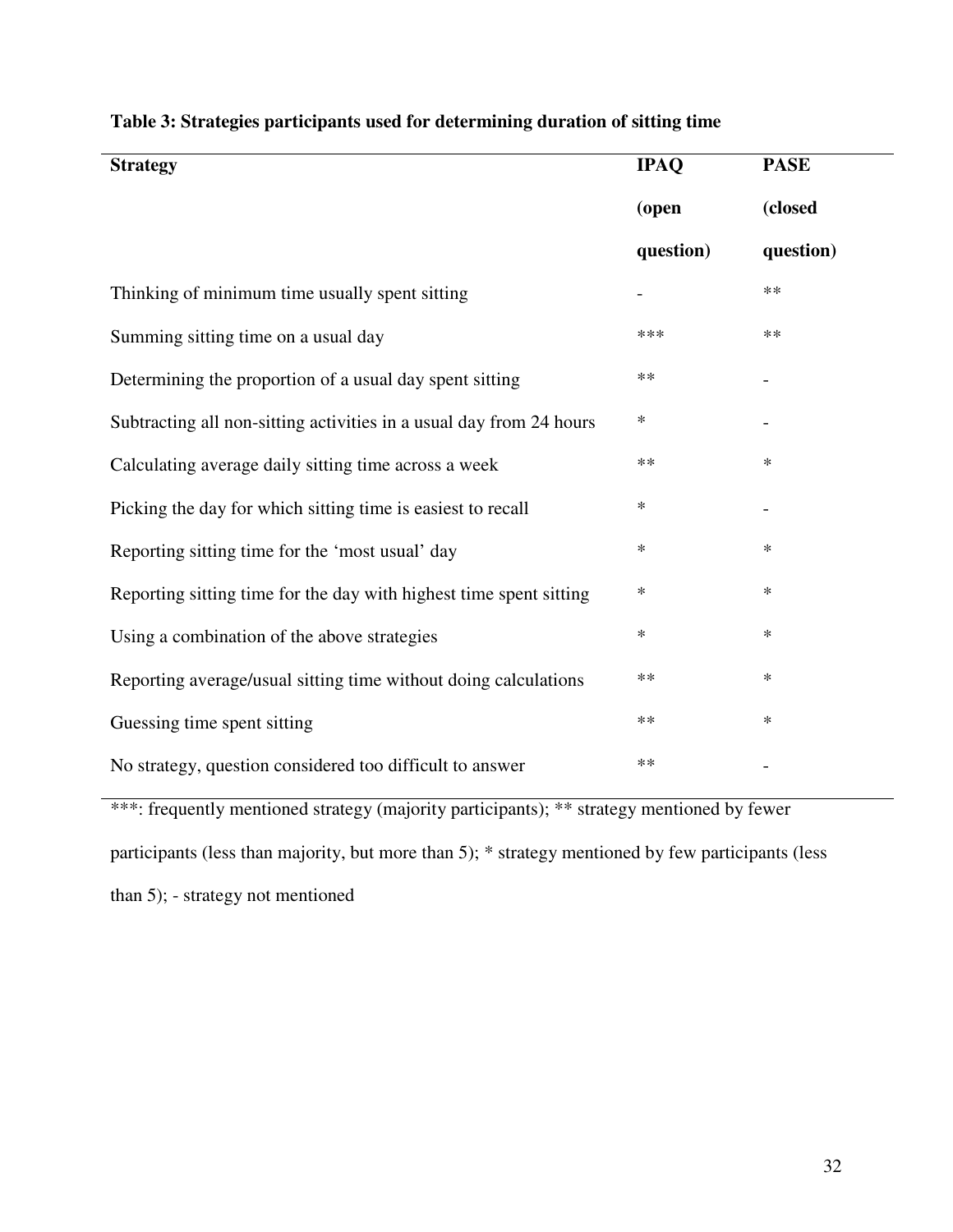**Table 3: Strategies participants used for determining duration of sitting time**

| Strategy | IPAQ (open question) | PASE (closed question) |
|---|---|---|
| Thinking of minimum time usually spent sitting | - | ** |
| Summing sitting time on a usual day | *** | ** |
| Determining the proportion of a usual day spent sitting | ** | - |
| Subtracting all non-sitting activities in a usual day from 24 hours | * | - |
| Calculating average daily sitting time across a week | ** | * |
| Picking the day for which sitting time is easiest to recall | * | - |
| Reporting sitting time for the 'most usual' day | * | * |
| Reporting sitting time for the day with highest time spent sitting | * | * |
| Using a combination of the above strategies | * | * |
| Reporting average/usual sitting time without doing calculations | ** | * |
| Guessing time spent sitting | ** | * |
| No strategy, question considered too difficult to answer | ** | - |

***: frequently mentioned strategy (majority participants); ** strategy mentioned by fewer participants (less than majority, but more than 5); * strategy mentioned by few participants (less than 5); - strategy not mentioned